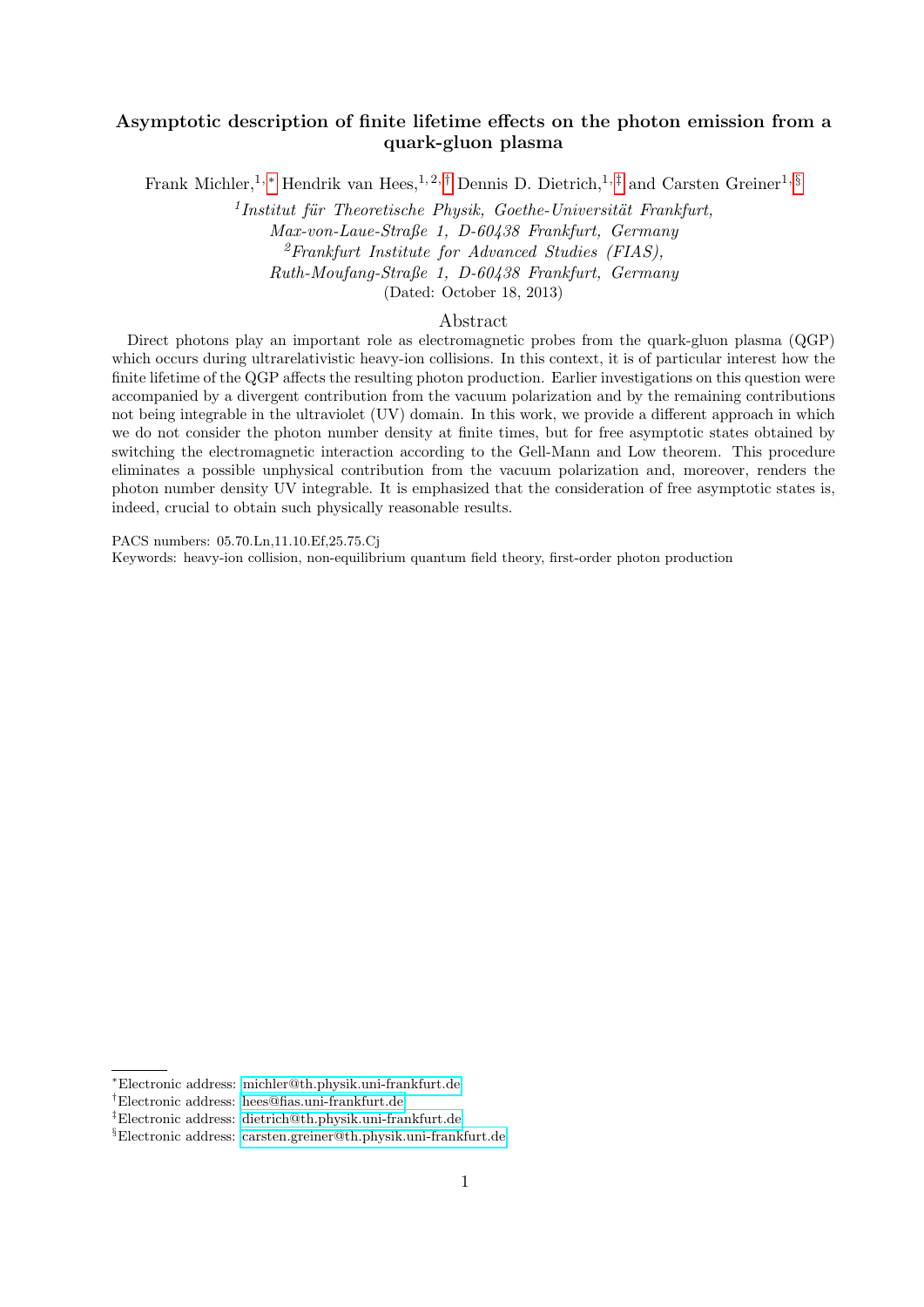# Asymptotic description of finite lifetime effects on the photon emission from a quark-gluon plasma

Frank Michler,[1,*] Hendrik van Hees,[1,2,†] Dennis D. Dietrich,[1,‡] and Carsten Greiner[1,§]

[1] *Institut für Theoretische Physik, Goethe-Universität Frankfurt, Max-von-Laue-Straße 1, D-60438 Frankfurt, Germany*

[2] *Frankfurt Institute for Advanced Studies (FIAS), Ruth-Moufang-Straße 1, D-60438 Frankfurt, Germany*

(Dated: October 18, 2013)

## Abstract

Direct photons play an important role as electromagnetic probes from the quark-gluon plasma (QGP) which occurs during ultrarelativistic heavy-ion collisions. In this context, it is of particular interest how the finite lifetime of the QGP affects the resulting photon production. Earlier investigations on this question were accompanied by a divergent contribution from the vacuum polarization and by the remaining contributions not being integrable in the ultraviolet (UV) domain. In this work, we provide a different approach in which we do not consider the photon number density at finite times, but for free asymptotic states obtained by switching the electromagnetic interaction according to the Gell-Mann and Low theorem. This procedure eliminates a possible unphysical contribution from the vacuum polarization and, moreover, renders the photon number density UV integrable. It is emphasized that the consideration of free asymptotic states is, indeed, crucial to obtain such physically reasonable results.

PACS numbers: 05.70.Ln,11.10.Ef,25.75.Cj

Keywords: heavy-ion collision, non-equilibrium quantum field theory, first-order photon production

---

[*] Electronic address: michler@th.physik.uni-frankfurt.de

[†] Electronic address: hees@fias.uni-frankfurt.de

[‡] Electronic address: dietrich@th.physik.uni-frankfurt.de

[§] Electronic address: carsten.greiner@th.physik.uni-frankfurt.de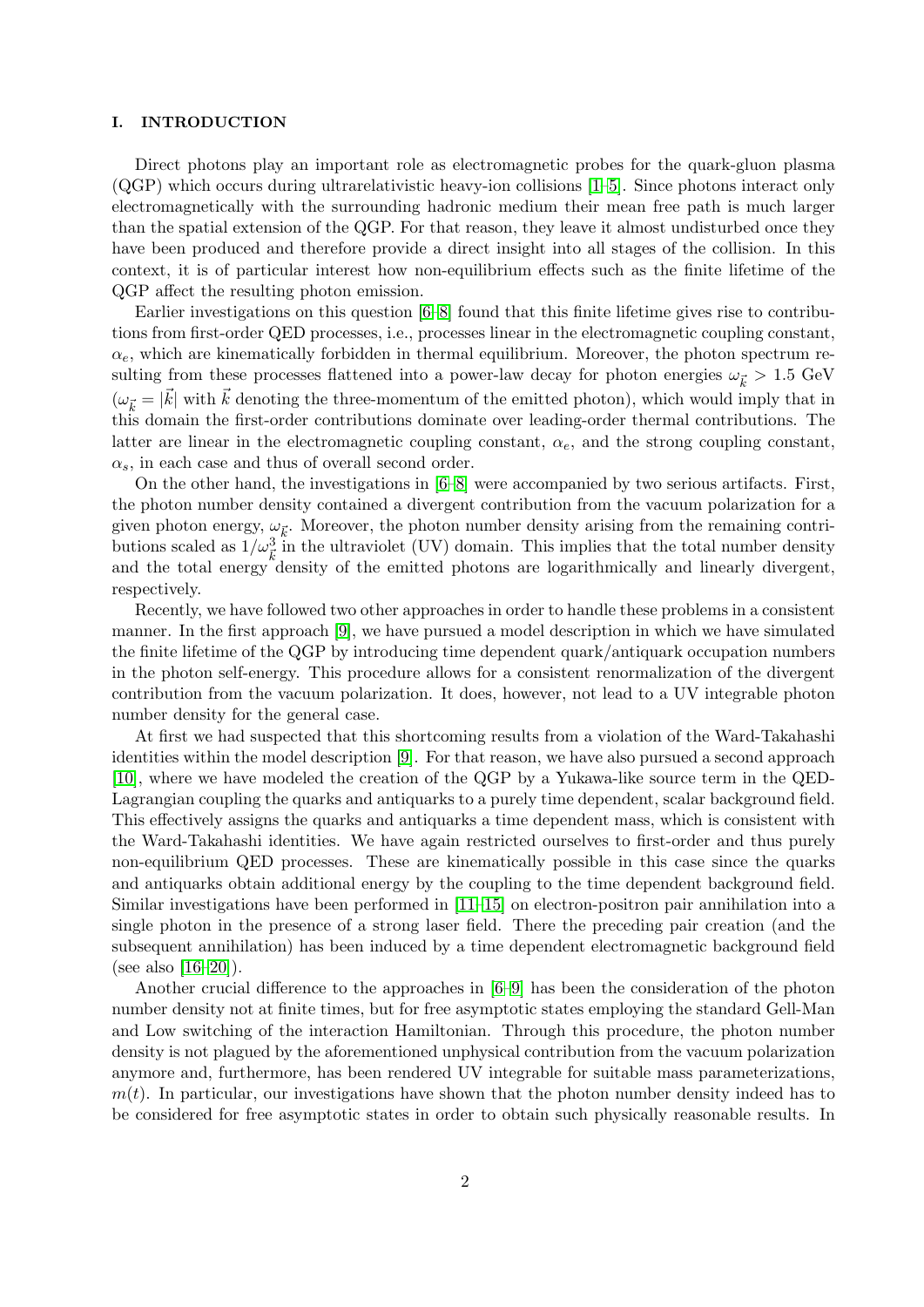## I. INTRODUCTION

Direct photons play an important role as electromagnetic probes for the quark-gluon plasma (QGP) which occurs during ultrarelativistic heavy-ion collisions [1–5]. Since photons interact only electromagnetically with the surrounding hadronic medium their mean free path is much larger than the spatial extension of the QGP. For that reason, they leave it almost undisturbed once they have been produced and therefore provide a direct insight into all stages of the collision. In this context, it is of particular interest how non-equilibrium effects such as the finite lifetime of the QGP affect the resulting photon emission.

Earlier investigations on this question [6–8] found that this finite lifetime gives rise to contributions from first-order QED processes, i.e., processes linear in the electromagnetic coupling constant, $\alpha_e$, which are kinematically forbidden in thermal equilibrium. Moreover, the photon spectrum resulting from these processes flattened into a power-law decay for photon energies $\omega_{\vec{k}} > 1.5$ GeV ($\omega_{\vec{k}} = |\vec{k}|$ with $\vec{k}$ denoting the three-momentum of the emitted photon), which would imply that in this domain the first-order contributions dominate over leading-order thermal contributions. The latter are linear in the electromagnetic coupling constant, $\alpha_e$, and the strong coupling constant, $\alpha_s$, in each case and thus of overall second order.

On the other hand, the investigations in [6–8] were accompanied by two serious artifacts. First, the photon number density contained a divergent contribution from the vacuum polarization for a given photon energy, $\omega_{\vec{k}}$. Moreover, the photon number density arising from the remaining contributions scaled as $1/\omega_{\vec{k}}^3$ in the ultraviolet (UV) domain. This implies that the total number density and the total energy density of the emitted photons are logarithmically and linearly divergent, respectively.

Recently, we have followed two other approaches in order to handle these problems in a consistent manner. In the first approach [9], we have pursued a model description in which we have simulated the finite lifetime of the QGP by introducing time dependent quark/antiquark occupation numbers in the photon self-energy. This procedure allows for a consistent renormalization of the divergent contribution from the vacuum polarization. It does, however, not lead to a UV integrable photon number density for the general case.

At first we had suspected that this shortcoming results from a violation of the Ward-Takahashi identities within the model description [9]. For that reason, we have also pursued a second approach [10], where we have modeled the creation of the QGP by a Yukawa-like source term in the QED-Lagrangian coupling the quarks and antiquarks to a purely time dependent, scalar background field. This effectively assigns the quarks and antiquarks a time dependent mass, which is consistent with the Ward-Takahashi identities. We have again restricted ourselves to first-order and thus purely non-equilibrium QED processes. These are kinematically possible in this case since the quarks and antiquarks obtain additional energy by the coupling to the time dependent background field. Similar investigations have been performed in [11–15] on electron-positron pair annihilation into a single photon in the presence of a strong laser field. There the preceding pair creation (and the subsequent annihilation) has been induced by a time dependent electromagnetic background field (see also [16–20]).

Another crucial difference to the approaches in [6–9] has been the consideration of the photon number density not at finite times, but for free asymptotic states employing the standard Gell-Man and Low switching of the interaction Hamiltonian. Through this procedure, the photon number density is not plagued by the aforementioned unphysical contribution from the vacuum polarization anymore and, furthermore, has been rendered UV integrable for suitable mass parameterizations, $m(t)$. In particular, our investigations have shown that the photon number density indeed has to be considered for free asymptotic states in order to obtain such physically reasonable results. In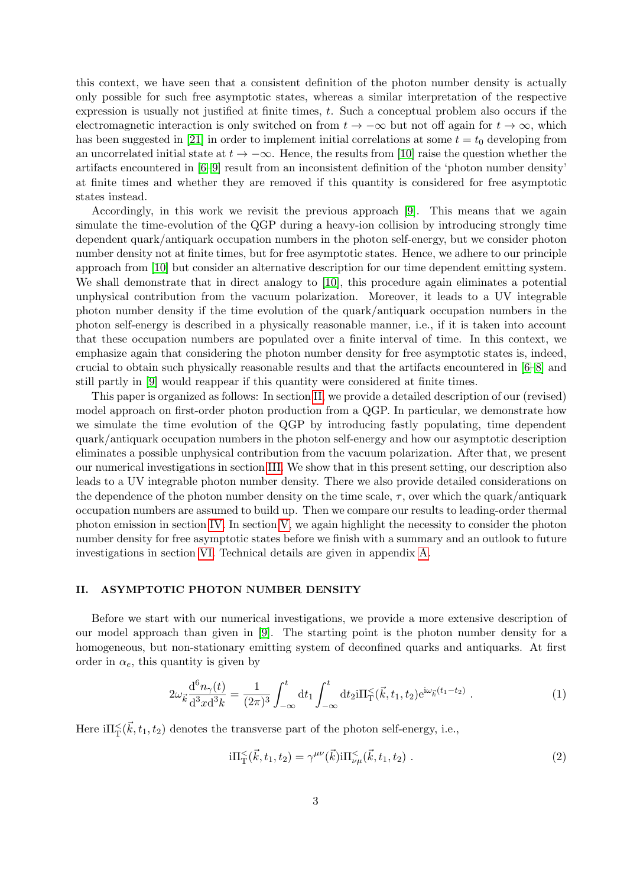this context, we have seen that a consistent definition of the photon number density is actually only possible for such free asymptotic states, whereas a similar interpretation of the respective expression is usually not justified at finite times, $t$. Such a conceptual problem also occurs if the electromagnetic interaction is only switched on from $t \to -\infty$ but not off again for $t \to \infty$, which has been suggested in [21] in order to implement initial correlations at some $t = t_0$ developing from an uncorrelated initial state at $t \to -\infty$. Hence, the results from [10] raise the question whether the artifacts encountered in [6–9] result from an inconsistent definition of the 'photon number density' at finite times and whether they are removed if this quantity is considered for free asymptotic states instead.

Accordingly, in this work we revisit the previous approach [9]. This means that we again simulate the time-evolution of the QGP during a heavy-ion collision by introducing strongly time dependent quark/antiquark occupation numbers in the photon self-energy, but we consider photon number density not at finite times, but for free asymptotic states. Hence, we adhere to our principle approach from [10] but consider an alternative description for our time dependent emitting system. We shall demonstrate that in direct analogy to [10], this procedure again eliminates a potential unphysical contribution from the vacuum polarization. Moreover, it leads to a UV integrable photon number density if the time evolution of the quark/antiquark occupation numbers in the photon self-energy is described in a physically reasonable manner, i.e., if it is taken into account that these occupation numbers are populated over a finite interval of time. In this context, we emphasize again that considering the photon number density for free asymptotic states is, indeed, crucial to obtain such physically reasonable results and that the artifacts encountered in [6–8] and still partly in [9] would reappear if this quantity were considered at finite times.

This paper is organized as follows: In section II, we provide a detailed description of our (revised) model approach on first-order photon production from a QGP. In particular, we demonstrate how we simulate the time evolution of the QGP by introducing fastly populating, time dependent quark/antiquark occupation numbers in the photon self-energy and how our asymptotic description eliminates a possible unphysical contribution from the vacuum polarization. After that, we present our numerical investigations in section III. We show that in this present setting, our description also leads to a UV integrable photon number density. There we also provide detailed considerations on the dependence of the photon number density on the time scale, $\tau$, over which the quark/antiquark occupation numbers are assumed to build up. Then we compare our results to leading-order thermal photon emission in section IV. In section V, we again highlight the necessity to consider the photon number density for free asymptotic states before we finish with a summary and an outlook to future investigations in section VI. Technical details are given in appendix A.

## II. ASYMPTOTIC PHOTON NUMBER DENSITY

Before we start with our numerical investigations, we provide a more extensive description of our model approach than given in [9]. The starting point is the photon number density for a homogeneous, but non-stationary emitting system of deconfined quarks and antiquarks. At first order in $\alpha_e$, this quantity is given by

$$2\omega_{\vec{k}} \frac{\mathrm{d}^6 n_\gamma(t)}{\mathrm{d}^3x \mathrm{d}^3k} = \frac{1}{(2\pi)^3} \int_{-\infty}^{t} \mathrm{d}t_1 \int_{-\infty}^{t} \mathrm{d}t_2 \mathrm{i}\Pi_{\mathrm{T}}^{<}(\vec{k}, t_1, t_2) \mathrm{e}^{\mathrm{i}\omega_{\vec{k}}(t_1 - t_2)} \ . \tag{1}$$

Here $\mathrm{i}\Pi_{\mathrm{T}}^{<}(\vec{k}, t_1, t_2)$ denotes the transverse part of the photon self-energy, i.e.,

$$\mathrm{i}\Pi_{\mathrm{T}}^{<}(\vec{k}, t_1, t_2) = \gamma^{\mu\nu}(\vec{k}) \mathrm{i}\Pi_{\nu\mu}^{<}(\vec{k}, t_1, t_2) \ . \tag{2}$$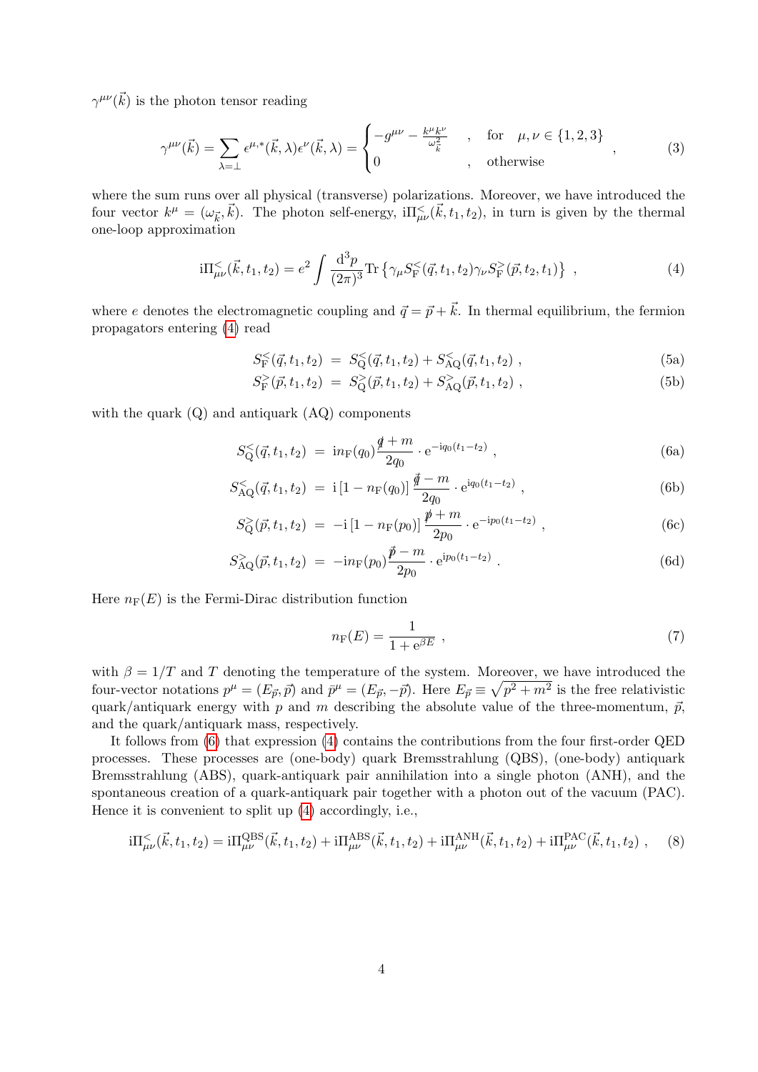$\gamma^{\mu\nu}(\vec{k})$ is the photon tensor reading

$$\gamma^{\mu\nu}(\vec{k}) = \sum_{\lambda=\perp} \epsilon^{\mu,*}(\vec{k},\lambda)\epsilon^{\nu}(\vec{k},\lambda) = \begin{cases} -g^{\mu\nu} - \frac{k^\mu k^\nu}{\omega_{\vec{k}}^2} & , \quad \text{for} \quad \mu,\nu \in \{1,2,3\} \\ 0 & , \quad \text{otherwise} \end{cases} , \tag{3}$$

where the sum runs over all physical (transverse) polarizations. Moreover, we have introduced the four vector $k^\mu = (\omega_{\vec{k}}, \vec{k})$. The photon self-energy, $\mathrm{i}\Pi^<_{\mu\nu}(\vec{k},t_1,t_2)$, in turn is given by the thermal one-loop approximation

$$\mathrm{i}\Pi^<_{\mu\nu}(\vec{k},t_1,t_2) = e^2 \int \frac{\mathrm{d}^3 p}{(2\pi)^3} \mathrm{Tr}\left\{\gamma_\mu S^<_{\mathrm{F}}(\vec{q},t_1,t_2)\gamma_\nu S^>_{\mathrm{F}}(\vec{p},t_2,t_1)\right\} , \tag{4}$$

where $e$ denotes the electromagnetic coupling and $\vec{q} = \vec{p} + \vec{k}$. In thermal equilibrium, the fermion propagators entering (4) read

$$S^<_{\mathrm{F}}(\vec{q},t_1,t_2) \;=\; S^<_{\mathrm{Q}}(\vec{q},t_1,t_2) + S^<_{\mathrm{AQ}}(\vec{q},t_1,t_2) , \tag{5a}$$

$$S^>_{\mathrm{F}}(\vec{p},t_1,t_2) \;=\; S^>_{\mathrm{Q}}(\vec{p},t_1,t_2) + S^>_{\mathrm{AQ}}(\vec{p},t_1,t_2) , \tag{5b}$$

with the quark (Q) and antiquark (AQ) components

$$S^<_{\mathrm{Q}}(\vec{q},t_1,t_2) \;=\; \mathrm{i}n_{\mathrm{F}}(q_0)\frac{\not{q} + m}{2q_0} \cdot \mathrm{e}^{-\mathrm{i}q_0(t_1-t_2)} , \tag{6a}$$

$$S^<_{\mathrm{AQ}}(\vec{q},t_1,t_2) \;=\; \mathrm{i}\left[1 - n_{\mathrm{F}}(q_0)\right]\frac{\not{\bar{q}} - m}{2q_0} \cdot \mathrm{e}^{\mathrm{i}q_0(t_1-t_2)} , \tag{6b}$$

$$S^>_{\mathrm{Q}}(\vec{p},t_1,t_2) \;=\; -\mathrm{i}\left[1 - n_{\mathrm{F}}(p_0)\right]\frac{\not{p} + m}{2p_0} \cdot \mathrm{e}^{-\mathrm{i}p_0(t_1-t_2)} , \tag{6c}$$

$$S^>_{\mathrm{AQ}}(\vec{p},t_1,t_2) \;=\; -\mathrm{i}n_{\mathrm{F}}(p_0)\frac{\not{\bar{p}} - m}{2p_0} \cdot \mathrm{e}^{\mathrm{i}p_0(t_1-t_2)} . \tag{6d}$$

Here $n_{\mathrm{F}}(E)$ is the Fermi-Dirac distribution function

$$n_{\mathrm{F}}(E) = \frac{1}{1 + \mathrm{e}^{\beta E}} , \tag{7}$$

with $\beta = 1/T$ and $T$ denoting the temperature of the system. Moreover, we have introduced the four-vector notations $p^\mu = (E_{\vec{p}}, \vec{p})$ and $\bar{p}^\mu = (E_{\vec{p}}, -\vec{p})$. Here $E_{\vec{p}} \equiv \sqrt{p^2 + m^2}$ is the free relativistic quark/antiquark energy with $p$ and $m$ describing the absolute value of the three-momentum, $\vec{p}$, and the quark/antiquark mass, respectively.

It follows from (6) that expression (4) contains the contributions from the four first-order QED processes. These processes are (one-body) quark Bremsstrahlung (QBS), (one-body) antiquark Bremsstrahlung (ABS), quark-antiquark pair annihilation into a single photon (ANH), and the spontaneous creation of a quark-antiquark pair together with a photon out of the vacuum (PAC). Hence it is convenient to split up (4) accordingly, i.e.,

$$\mathrm{i}\Pi^<_{\mu\nu}(\vec{k},t_1,t_2) = \mathrm{i}\Pi^{\mathrm{QBS}}_{\mu\nu}(\vec{k},t_1,t_2) + \mathrm{i}\Pi^{\mathrm{ABS}}_{\mu\nu}(\vec{k},t_1,t_2) + \mathrm{i}\Pi^{\mathrm{ANH}}_{\mu\nu}(\vec{k},t_1,t_2) + \mathrm{i}\Pi^{\mathrm{PAC}}_{\mu\nu}(\vec{k},t_1,t_2) , \tag{8}$$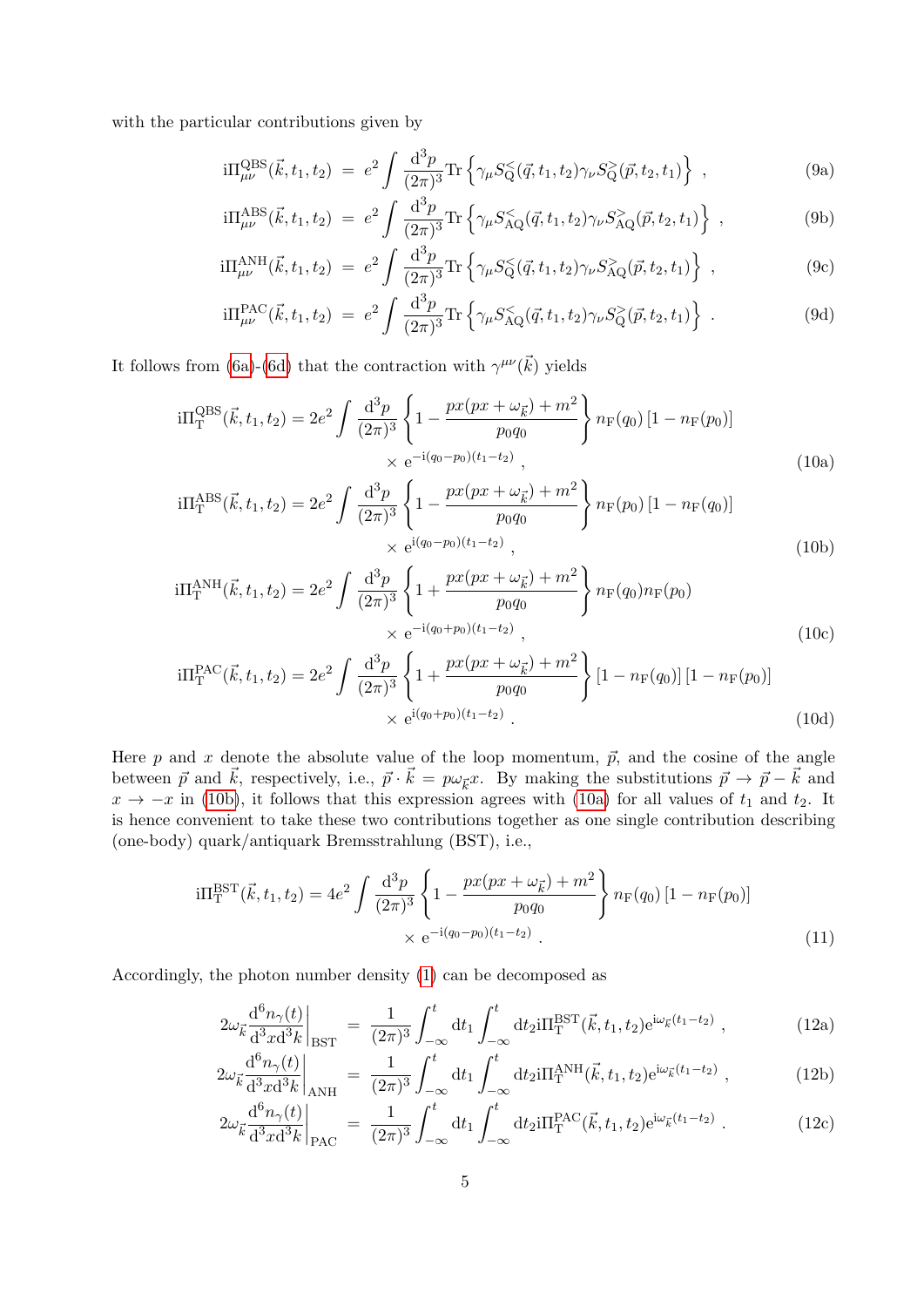with the particular contributions given by

$$\mathrm{i}\Pi^{\mathrm{QBS}}_{\mu\nu}(\vec{k},t_1,t_2) \;=\; e^2\int\frac{\mathrm{d}^3p}{(2\pi)^3}\mathrm{Tr}\left\{\gamma_\mu S^<_{\mathrm{Q}}(\vec{q},t_1,t_2)\gamma_\nu S^>_{\mathrm{Q}}(\vec{p},t_2,t_1)\right\}\;, \tag{9a}$$

$$\mathrm{i}\Pi^{\mathrm{ABS}}_{\mu\nu}(\vec{k},t_1,t_2) \;=\; e^2\int\frac{\mathrm{d}^3p}{(2\pi)^3}\mathrm{Tr}\left\{\gamma_\mu S^<_{\mathrm{AQ}}(\vec{q},t_1,t_2)\gamma_\nu S^>_{\mathrm{AQ}}(\vec{p},t_2,t_1)\right\}\;, \tag{9b}$$

$$\mathrm{i}\Pi^{\mathrm{ANH}}_{\mu\nu}(\vec{k},t_1,t_2) \;=\; e^2\int\frac{\mathrm{d}^3p}{(2\pi)^3}\mathrm{Tr}\left\{\gamma_\mu S^<_{\mathrm{Q}}(\vec{q},t_1,t_2)\gamma_\nu S^>_{\mathrm{AQ}}(\vec{p},t_2,t_1)\right\}\;, \tag{9c}$$

$$\mathrm{i}\Pi^{\mathrm{PAC}}_{\mu\nu}(\vec{k},t_1,t_2) \;=\; e^2\int\frac{\mathrm{d}^3p}{(2\pi)^3}\mathrm{Tr}\left\{\gamma_\mu S^<_{\mathrm{AQ}}(\vec{q},t_1,t_2)\gamma_\nu S^>_{\mathrm{Q}}(\vec{p},t_2,t_1)\right\}\;. \tag{9d}$$

It follows from (6a)-(6d) that the contraction with $\gamma^{\mu\nu}(\vec{k})$ yields

$$\mathrm{i}\Pi^{\mathrm{QBS}}_{\mathrm{T}}(\vec{k},t_1,t_2) = 2e^2\int\frac{\mathrm{d}^3p}{(2\pi)^3}\left\{1-\frac{px(px+\omega_{\vec{k}})+m^2}{p_0q_0}\right\}n_{\mathrm{F}}(q_0)\left[1-n_{\mathrm{F}}(p_0)\right] \times \mathrm{e}^{-\mathrm{i}(q_0-p_0)(t_1-t_2)}\;, \tag{10a}$$

$$\mathrm{i}\Pi^{\mathrm{ABS}}_{\mathrm{T}}(\vec{k},t_1,t_2) = 2e^2\int\frac{\mathrm{d}^3p}{(2\pi)^3}\left\{1-\frac{px(px+\omega_{\vec{k}})+m^2}{p_0q_0}\right\}n_{\mathrm{F}}(p_0)\left[1-n_{\mathrm{F}}(q_0)\right] \times \mathrm{e}^{\mathrm{i}(q_0-p_0)(t_1-t_2)}\;, \tag{10b}$$

$$\mathrm{i}\Pi^{\mathrm{ANH}}_{\mathrm{T}}(\vec{k},t_1,t_2) = 2e^2\int\frac{\mathrm{d}^3p}{(2\pi)^3}\left\{1+\frac{px(px+\omega_{\vec{k}})+m^2}{p_0q_0}\right\}n_{\mathrm{F}}(q_0)n_{\mathrm{F}}(p_0) \times \mathrm{e}^{-\mathrm{i}(q_0+p_0)(t_1-t_2)}\;, \tag{10c}$$

$$\mathrm{i}\Pi^{\mathrm{PAC}}_{\mathrm{T}}(\vec{k},t_1,t_2) = 2e^2\int\frac{\mathrm{d}^3p}{(2\pi)^3}\left\{1+\frac{px(px+\omega_{\vec{k}})+m^2}{p_0q_0}\right\}\left[1-n_{\mathrm{F}}(q_0)\right]\left[1-n_{\mathrm{F}}(p_0)\right] \times \mathrm{e}^{\mathrm{i}(q_0+p_0)(t_1-t_2)}\;. \tag{10d}$$

Here $p$ and $x$ denote the absolute value of the loop momentum, $\vec{p}$, and the cosine of the angle between $\vec{p}$ and $\vec{k}$, respectively, i.e., $\vec{p}\cdot\vec{k} = p\omega_{\vec{k}}x$. By making the substitutions $\vec{p}\to\vec{p}-\vec{k}$ and $x\to -x$ in (10b), it follows that this expression agrees with (10a) for all values of $t_1$ and $t_2$. It is hence convenient to take these two contributions together as one single contribution describing (one-body) quark/antiquark Bremsstrahlung (BST), i.e.,

$$\mathrm{i}\Pi^{\mathrm{BST}}_{\mathrm{T}}(\vec{k},t_1,t_2) = 4e^2\int\frac{\mathrm{d}^3p}{(2\pi)^3}\left\{1-\frac{px(px+\omega_{\vec{k}})+m^2}{p_0q_0}\right\}n_{\mathrm{F}}(q_0)\left[1-n_{\mathrm{F}}(p_0)\right] \times \mathrm{e}^{-\mathrm{i}(q_0-p_0)(t_1-t_2)}\;. \tag{11}$$

Accordingly, the photon number density (1) can be decomposed as

$$2\omega_{\vec{k}}\left.\frac{\mathrm{d}^6n_\gamma(t)}{\mathrm{d}^3x\mathrm{d}^3k}\right|_{\mathrm{BST}} \;=\; \frac{1}{(2\pi)^3}\int_{-\infty}^{t}\mathrm{d}t_1\int_{-\infty}^{t}\mathrm{d}t_2\,\mathrm{i}\Pi^{\mathrm{BST}}_{\mathrm{T}}(\vec{k},t_1,t_2)\mathrm{e}^{\mathrm{i}\omega_{\vec{k}}(t_1-t_2)}\;, \tag{12a}$$

$$2\omega_{\vec{k}}\left.\frac{\mathrm{d}^6n_\gamma(t)}{\mathrm{d}^3x\mathrm{d}^3k}\right|_{\mathrm{ANH}} \;=\; \frac{1}{(2\pi)^3}\int_{-\infty}^{t}\mathrm{d}t_1\int_{-\infty}^{t}\mathrm{d}t_2\,\mathrm{i}\Pi^{\mathrm{ANH}}_{\mathrm{T}}(\vec{k},t_1,t_2)\mathrm{e}^{\mathrm{i}\omega_{\vec{k}}(t_1-t_2)}\;, \tag{12b}$$

$$2\omega_{\vec{k}}\left.\frac{\mathrm{d}^6n_\gamma(t)}{\mathrm{d}^3x\mathrm{d}^3k}\right|_{\mathrm{PAC}} \;=\; \frac{1}{(2\pi)^3}\int_{-\infty}^{t}\mathrm{d}t_1\int_{-\infty}^{t}\mathrm{d}t_2\,\mathrm{i}\Pi^{\mathrm{PAC}}_{\mathrm{T}}(\vec{k},t_1,t_2)\mathrm{e}^{\mathrm{i}\omega_{\vec{k}}(t_1-t_2)}\;. \tag{12c}$$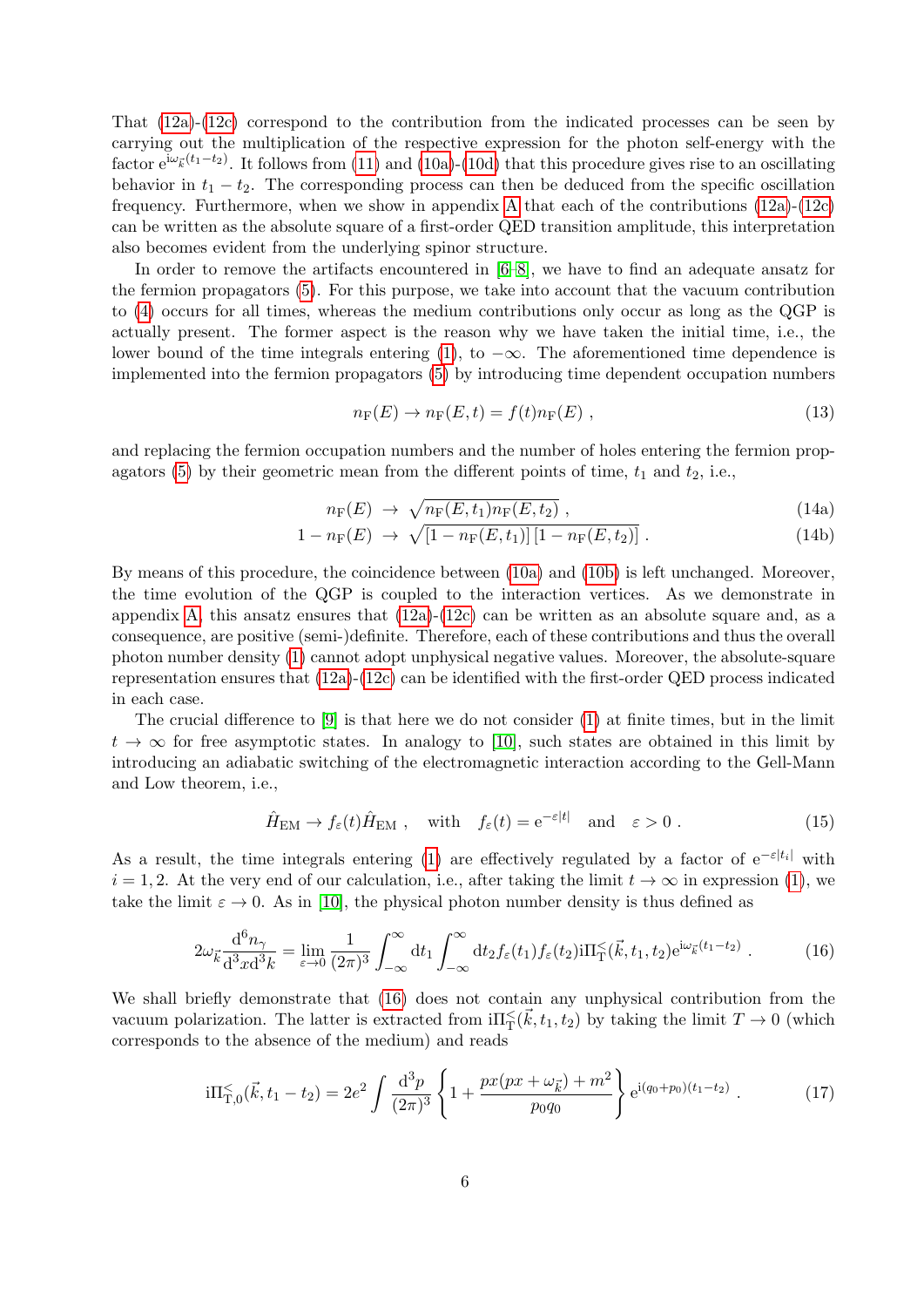That (12a)-(12c) correspond to the contribution from the indicated processes can be seen by carrying out the multiplication of the respective expression for the photon self-energy with the factor $\mathrm{e}^{\mathrm{i}\omega_{\vec{k}}(t_1-t_2)}$. It follows from (11) and (10a)-(10d) that this procedure gives rise to an oscillating behavior in $t_1 - t_2$. The corresponding process can then be deduced from the specific oscillation frequency. Furthermore, when we show in appendix A that each of the contributions (12a)-(12c) can be written as the absolute square of a first-order QED transition amplitude, this interpretation also becomes evident from the underlying spinor structure.

In order to remove the artifacts encountered in [6–8], we have to find an adequate ansatz for the fermion propagators (5). For this purpose, we take into account that the vacuum contribution to (4) occurs for all times, whereas the medium contributions only occur as long as the QGP is actually present. The former aspect is the reason why we have taken the initial time, i.e., the lower bound of the time integrals entering (1), to $-\infty$. The aforementioned time dependence is implemented into the fermion propagators (5) by introducing time dependent occupation numbers

$$n_{\mathrm{F}}(E) \to n_{\mathrm{F}}(E,t) = f(t) n_{\mathrm{F}}(E) \ , \tag{13}$$

and replacing the fermion occupation numbers and the number of holes entering the fermion propagators (5) by their geometric mean from the different points of time, $t_1$ and $t_2$, i.e.,

$$n_{\mathrm{F}}(E) \ \to \ \sqrt{n_{\mathrm{F}}(E,t_1) n_{\mathrm{F}}(E,t_2)} \ , \tag{14a}$$

$$1 - n_{\mathrm{F}}(E) \ \to \ \sqrt{[1 - n_{\mathrm{F}}(E,t_1)]\,[1 - n_{\mathrm{F}}(E,t_2)]} \ . \tag{14b}$$

By means of this procedure, the coincidence between (10a) and (10b) is left unchanged. Moreover, the time evolution of the QGP is coupled to the interaction vertices. As we demonstrate in appendix A, this ansatz ensures that (12a)-(12c) can be written as an absolute square and, as a consequence, are positive (semi-)definite. Therefore, each of these contributions and thus the overall photon number density (1) cannot adopt unphysical negative values. Moreover, the absolute-square representation ensures that (12a)-(12c) can be identified with the first-order QED process indicated in each case.

The crucial difference to [9] is that here we do not consider (1) at finite times, but in the limit $t \to \infty$ for free asymptotic states. In analogy to [10], such states are obtained in this limit by introducing an adiabatic switching of the electromagnetic interaction according to the Gell-Mann and Low theorem, i.e.,

$$\hat{H}_{\mathrm{EM}} \to f_\varepsilon(t) \hat{H}_{\mathrm{EM}} \ , \quad \text{with} \quad f_\varepsilon(t) = \mathrm{e}^{-\varepsilon|t|} \quad \text{and} \quad \varepsilon > 0 \ . \tag{15}$$

As a result, the time integrals entering (1) are effectively regulated by a factor of $\mathrm{e}^{-\varepsilon|t_i|}$ with $i = 1, 2$. At the very end of our calculation, i.e., after taking the limit $t \to \infty$ in expression (1), we take the limit $\varepsilon \to 0$. As in [10], the physical photon number density is thus defined as

$$2\omega_{\vec{k}} \frac{\mathrm{d}^6 n_\gamma}{\mathrm{d}^3x \mathrm{d}^3k} = \lim_{\varepsilon \to 0} \frac{1}{(2\pi)^3} \int_{-\infty}^{\infty} \mathrm{d}t_1 \int_{-\infty}^{\infty} \mathrm{d}t_2 f_\varepsilon(t_1) f_\varepsilon(t_2) \mathrm{i}\Pi_{\mathrm{T}}^{<}(\vec{k}, t_1, t_2) \mathrm{e}^{\mathrm{i}\omega_{\vec{k}}(t_1 - t_2)} \ . \tag{16}$$

We shall briefly demonstrate that (16) does not contain any unphysical contribution from the vacuum polarization. The latter is extracted from $\mathrm{i}\Pi_{\mathrm{T}}^{<}(\vec{k}, t_1, t_2)$ by taking the limit $T \to 0$ (which corresponds to the absence of the medium) and reads

$$\mathrm{i}\Pi_{\mathrm{T},0}^{<}(\vec{k}, t_1 - t_2) = 2e^2 \int \frac{\mathrm{d}^3p}{(2\pi)^3} \left\{ 1 + \frac{px(px + \omega_{\vec{k}}) + m^2}{p_0 q_0} \right\} \mathrm{e}^{\mathrm{i}(q_0 + p_0)(t_1 - t_2)} \ . \tag{17}$$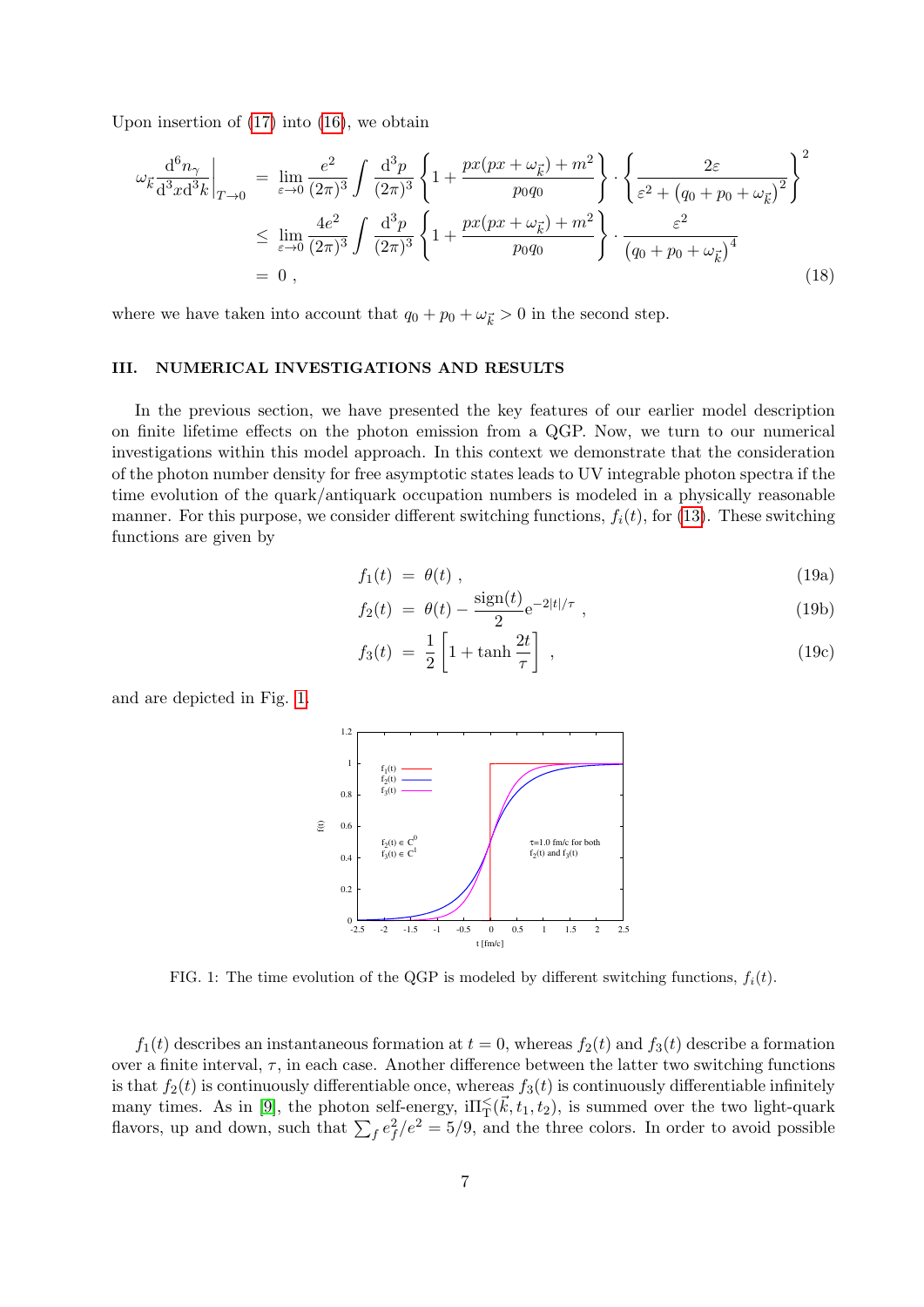Upon insertion of (17) into (16), we obtain

$$
\begin{aligned}
\omega_{\vec{k}} \frac{\mathrm{d}^6 n_\gamma}{\mathrm{d}^3x \mathrm{d}^3k}\bigg|_{T\to 0} &= \lim_{\varepsilon\to 0} \frac{e^2}{(2\pi)^3} \int \frac{\mathrm{d}^3p}{(2\pi)^3} \left\{ 1 + \frac{px(px+\omega_{\vec{k}}) + m^2}{p_0 q_0} \right\} \cdot \left\{ \frac{2\varepsilon}{\varepsilon^2 + \left(q_0 + p_0 + \omega_{\vec{k}}\right)^2} \right\}^2 \\
&\leq \lim_{\varepsilon\to 0} \frac{4e^2}{(2\pi)^3} \int \frac{\mathrm{d}^3p}{(2\pi)^3} \left\{ 1 + \frac{px(px+\omega_{\vec{k}}) + m^2}{p_0 q_0} \right\} \cdot \frac{\varepsilon^2}{\left(q_0 + p_0 + \omega_{\vec{k}}\right)^4} \\
&= 0 \,,
\end{aligned}
\tag{18}
$$

where we have taken into account that $q_0 + p_0 + \omega_{\vec{k}} > 0$ in the second step.

## III. NUMERICAL INVESTIGATIONS AND RESULTS

In the previous section, we have presented the key features of our earlier model description on finite lifetime effects on the photon emission from a QGP. Now, we turn to our numerical investigations within this model approach. In this context we demonstrate that the consideration of the photon number density for free asymptotic states leads to UV integrable photon spectra if the time evolution of the quark/antiquark occupation numbers is modeled in a physically reasonable manner. For this purpose, we consider different switching functions, $f_i(t)$, for (13). These switching functions are given by

$$
f_1(t) = \theta(t) \,, \tag{19a}
$$

$$
f_2(t) = \theta(t) - \frac{\mathrm{sign}(t)}{2} \mathrm{e}^{-2|t|/\tau} \,, \tag{19b}
$$

$$
f_3(t) = \frac{1}{2}\left[1 + \tanh \frac{2t}{\tau}\right] \,, \tag{19c}
$$

and are depicted in Fig. 1.

FIG. 1: The time evolution of the QGP is modeled by different switching functions, $f_i(t)$.

$f_1(t)$ describes an instantaneous formation at $t = 0$, whereas $f_2(t)$ and $f_3(t)$ describe a formation over a finite interval, $\tau$, in each case. Another difference between the latter two switching functions is that $f_2(t)$ is continuously differentiable once, whereas $f_3(t)$ is continuously differentiable infinitely many times. As in [9], the photon self-energy, $\mathrm{i}\Pi_{\mathrm{T}}^{<}(\vec{k}, t_1, t_2)$, is summed over the two light-quark flavors, up and down, such that $\sum_f e_f^2/e^2 = 5/9$, and the three colors. In order to avoid possible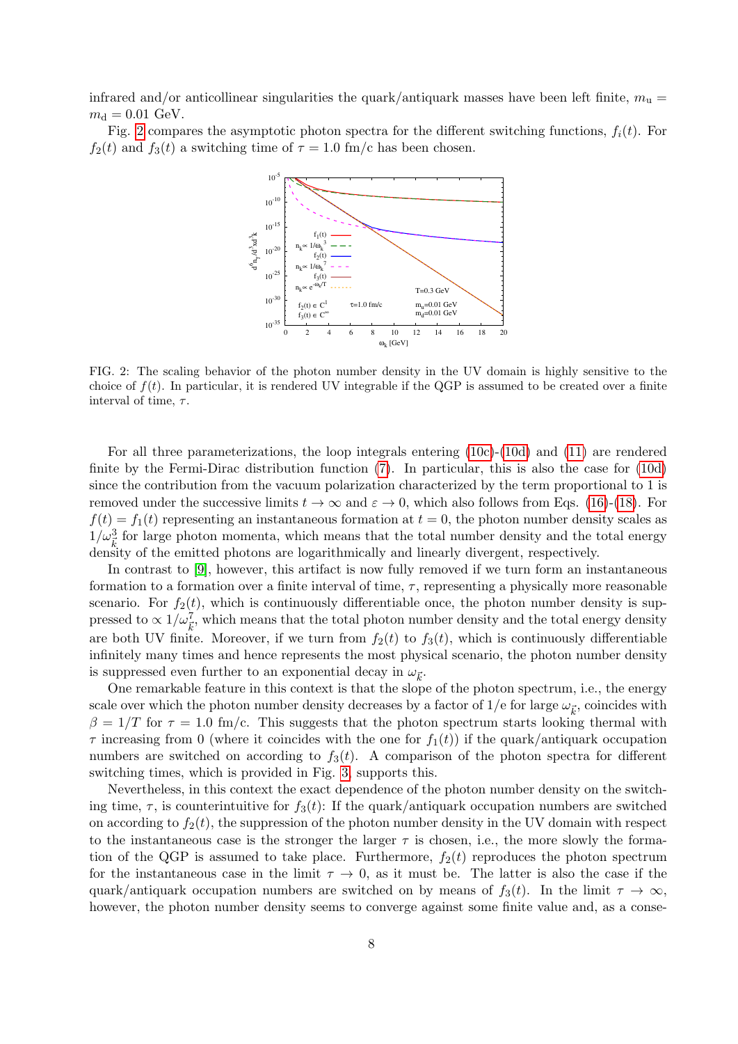infrared and/or anticollinear singularities the quark/antiquark masses have been left finite, $m_u = m_d = 0.01$ GeV.

Fig. 2 compares the asymptotic photon spectra for the different switching functions, $f_i(t)$. For $f_2(t)$ and $f_3(t)$ a switching time of $\tau = 1.0$ fm/c has been chosen.

FIG. 2: The scaling behavior of the photon number density in the UV domain is highly sensitive to the choice of $f(t)$. In particular, it is rendered UV integrable if the QGP is assumed to be created over a finite interval of time, $\tau$.

For all three parameterizations, the loop integrals entering (10c)-(10d) and (11) are rendered finite by the Fermi-Dirac distribution function (7). In particular, this is also the case for (10d) since the contribution from the vacuum polarization characterized by the term proportional to 1 is removed under the successive limits $t \to \infty$ and $\varepsilon \to 0$, which also follows from Eqs. (16)-(18). For $f(t) = f_1(t)$ representing an instantaneous formation at $t = 0$, the photon number density scales as $1/\omega_{\vec{k}}^3$ for large photon momenta, which means that the total number density and the total energy density of the emitted photons are logarithmically and linearly divergent, respectively.

In contrast to [9], however, this artifact is now fully removed if we turn form an instantaneous formation to a formation over a finite interval of time, $\tau$, representing a physically more reasonable scenario. For $f_2(t)$, which is continuously differentiable once, the photon number density is suppressed to $\propto 1/\omega_{\vec{k}}^7$, which means that the total photon number density and the total energy density are both UV finite. Moreover, if we turn from $f_2(t)$ to $f_3(t)$, which is continuously differentiable infinitely many times and hence represents the most physical scenario, the photon number density is suppressed even further to an exponential decay in $\omega_{\vec{k}}$.

One remarkable feature in this context is that the slope of the photon spectrum, i.e., the energy scale over which the photon number density decreases by a factor of $1/e$ for large $\omega_{\vec{k}}$, coincides with $\beta = 1/T$ for $\tau = 1.0$ fm/c. This suggests that the photon spectrum starts looking thermal with $\tau$ increasing from 0 (where it coincides with the one for $f_1(t)$) if the quark/antiquark occupation numbers are switched on according to $f_3(t)$. A comparison of the photon spectra for different switching times, which is provided in Fig. 3, supports this.

Nevertheless, in this context the exact dependence of the photon number density on the switching time, $\tau$, is counterintuitive for $f_3(t)$: If the quark/antiquark occupation numbers are switched on according to $f_2(t)$, the suppression of the photon number density in the UV domain with respect to the instantaneous case is the stronger the larger $\tau$ is chosen, i.e., the more slowly the formation of the QGP is assumed to take place. Furthermore, $f_2(t)$ reproduces the photon spectrum for the instantaneous case in the limit $\tau \to 0$, as it must be. The latter is also the case if the quark/antiquark occupation numbers are switched on by means of $f_3(t)$. In the limit $\tau \to \infty$, however, the photon number density seems to converge against some finite value and, as a conse-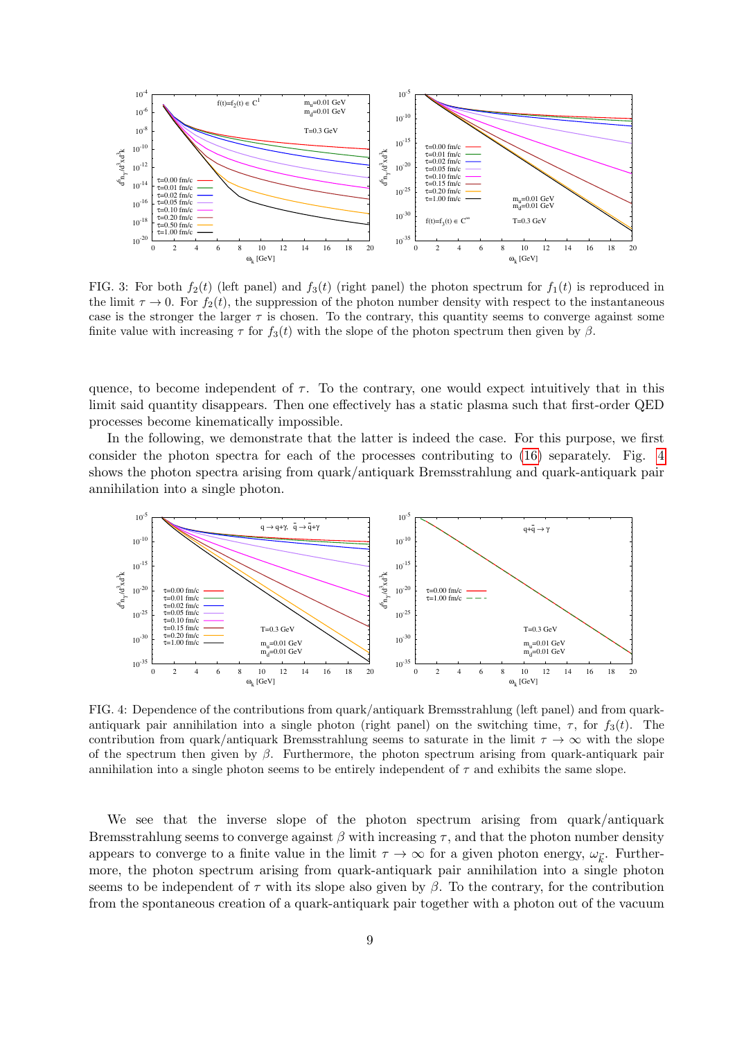FIG. 3: For both $f_2(t)$ (left panel) and $f_3(t)$ (right panel) the photon spectrum for $f_1(t)$ is reproduced in the limit $\tau \to 0$. For $f_2(t)$, the suppression of the photon number density with respect to the instantaneous case is the stronger the larger $\tau$ is chosen. To the contrary, this quantity seems to converge against some finite value with increasing $\tau$ for $f_3(t)$ with the slope of the photon spectrum then given by $\beta$.

quence, to become independent of $\tau$. To the contrary, one would expect intuitively that in this limit said quantity disappears. Then one effectively has a static plasma such that first-order QED processes become kinematically impossible.

In the following, we demonstrate that the latter is indeed the case. For this purpose, we first consider the photon spectra for each of the processes contributing to (16) separately. Fig. 4 shows the photon spectra arising from quark/antiquark Bremsstrahlung and quark-antiquark pair annihilation into a single photon.

FIG. 4: Dependence of the contributions from quark/antiquark Bremsstrahlung (left panel) and from quark-antiquark pair annihilation into a single photon (right panel) on the switching time, $\tau$, for $f_3(t)$. The contribution from quark/antiquark Bremsstrahlung seems to saturate in the limit $\tau \to \infty$ with the slope of the spectrum then given by $\beta$. Furthermore, the photon spectrum arising from quark-antiquark pair annihilation into a single photon seems to be entirely independent of $\tau$ and exhibits the same slope.

We see that the inverse slope of the photon spectrum arising from quark/antiquark Bremsstrahlung seems to converge against $\beta$ with increasing $\tau$, and that the photon number density appears to converge to a finite value in the limit $\tau \to \infty$ for a given photon energy, $\omega_{\vec{k}}$. Furthermore, the photon spectrum arising from quark-antiquark pair annihilation into a single photon seems to be independent of $\tau$ with its slope also given by $\beta$. To the contrary, for the contribution from the spontaneous creation of a quark-antiquark pair together with a photon out of the vacuum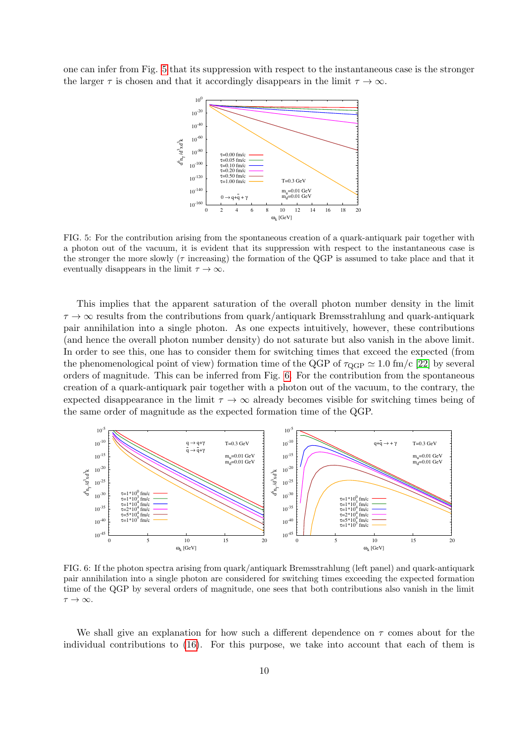one can infer from Fig. 5 that its suppression with respect to the instantaneous case is the stronger the larger $\tau$ is chosen and that it accordingly disappears in the limit $\tau \to \infty$.

FIG. 5: For the contribution arising from the spontaneous creation of a quark-antiquark pair together with a photon out of the vacuum, it is evident that its suppression with respect to the instantaneous case is the stronger the more slowly ($\tau$ increasing) the formation of the QGP is assumed to take place and that it eventually disappears in the limit $\tau \to \infty$.

This implies that the apparent saturation of the overall photon number density in the limit $\tau \to \infty$ results from the contributions from quark/antiquark Bremsstrahlung and quark-antiquark pair annihilation into a single photon. As one expects intuitively, however, these contributions (and hence the overall photon number density) do not saturate but also vanish in the above limit. In order to see this, one has to consider them for switching times that exceed the expected (from the phenomenological point of view) formation time of the QGP of $\tau_{\rm QGP} \simeq 1.0$ fm/c [22] by several orders of magnitude. This can be inferred from Fig. 6. For the contribution from the spontaneous creation of a quark-antiquark pair together with a photon out of the vacuum, to the contrary, the expected disappearance in the limit $\tau \to \infty$ already becomes visible for switching times being of the same order of magnitude as the expected formation time of the QGP.

FIG. 6: If the photon spectra arising from quark/antiquark Bremsstrahlung (left panel) and quark-antiquark pair annihilation into a single photon are considered for switching times exceeding the expected formation time of the QGP by several orders of magnitude, one sees that both contributions also vanish in the limit $\tau \to \infty$.

We shall give an explanation for how such a different dependence on $\tau$ comes about for the individual contributions to (16). For this purpose, we take into account that each of them is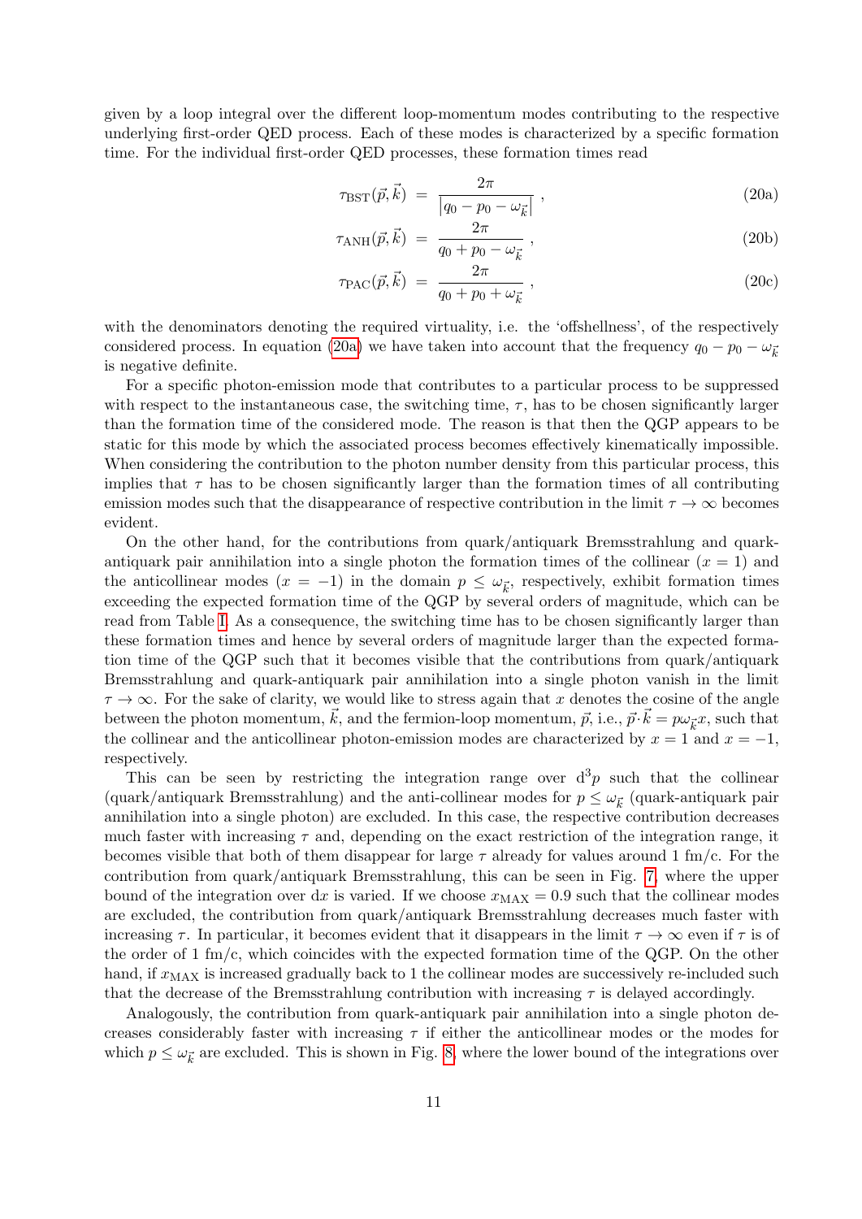given by a loop integral over the different loop-momentum modes contributing to the respective underlying first-order QED process. Each of these modes is characterized by a specific formation time. For the individual first-order QED processes, these formation times read

$$\tau_{\mathrm{BST}}(\vec{p},\vec{k}) \;=\; \frac{2\pi}{\left|q_0 - p_0 - \omega_{\vec{k}}\right|}\;, \tag{20a}$$

$$\tau_{\mathrm{ANH}}(\vec{p},\vec{k}) \;=\; \frac{2\pi}{q_0 + p_0 - \omega_{\vec{k}}}\;, \tag{20b}$$

$$\tau_{\mathrm{PAC}}(\vec{p},\vec{k}) \;=\; \frac{2\pi}{q_0 + p_0 + \omega_{\vec{k}}}\;, \tag{20c}$$

with the denominators denoting the required virtuality, i.e. the 'offshellness', of the respectively considered process. In equation (20a) we have taken into account that the frequency $q_0 - p_0 - \omega_{\vec{k}}$ is negative definite.

For a specific photon-emission mode that contributes to a particular process to be suppressed with respect to the instantaneous case, the switching time, $\tau$, has to be chosen significantly larger than the formation time of the considered mode. The reason is that then the QGP appears to be static for this mode by which the associated process becomes effectively kinematically impossible. When considering the contribution to the photon number density from this particular process, this implies that $\tau$ has to be chosen significantly larger than the formation times of all contributing emission modes such that the disappearance of respective contribution in the limit $\tau \to \infty$ becomes evident.

On the other hand, for the contributions from quark/antiquark Bremsstrahlung and quark-antiquark pair annihilation into a single photon the formation times of the collinear ($x = 1$) and the anticollinear modes ($x = -1$) in the domain $p \le \omega_{\vec{k}}$, respectively, exhibit formation times exceeding the expected formation time of the QGP by several orders of magnitude, which can be read from Table I. As a consequence, the switching time has to be chosen significantly larger than these formation times and hence by several orders of magnitude larger than the expected formation time of the QGP such that it becomes visible that the contributions from quark/antiquark Bremsstrahlung and quark-antiquark pair annihilation into a single photon vanish in the limit $\tau \to \infty$. For the sake of clarity, we would like to stress again that $x$ denotes the cosine of the angle between the photon momentum, $\vec{k}$, and the fermion-loop momentum, $\vec{p}$, i.e., $\vec{p}\cdot\vec{k} = p\omega_{\vec{k}}x$, such that the collinear and the anticollinear photon-emission modes are characterized by $x = 1$ and $x = -1$, respectively.

This can be seen by restricting the integration range over $\mathrm{d}^3p$ such that the collinear (quark/antiquark Bremsstrahlung) and the anti-collinear modes for $p \le \omega_{\vec{k}}$ (quark-antiquark pair annihilation into a single photon) are excluded. In this case, the respective contribution decreases much faster with increasing $\tau$ and, depending on the exact restriction of the integration range, it becomes visible that both of them disappear for large $\tau$ already for values around 1 fm/c. For the contribution from quark/antiquark Bremsstrahlung, this can be seen in Fig. 7, where the upper bound of the integration over $\mathrm{d}x$ is varied. If we choose $x_{\mathrm{MAX}} = 0.9$ such that the collinear modes are excluded, the contribution from quark/antiquark Bremsstrahlung decreases much faster with increasing $\tau$. In particular, it becomes evident that it disappears in the limit $\tau \to \infty$ even if $\tau$ is of the order of 1 fm/c, which coincides with the expected formation time of the QGP. On the other hand, if $x_{\mathrm{MAX}}$ is increased gradually back to 1 the collinear modes are successively re-included such that the decrease of the Bremsstrahlung contribution with increasing $\tau$ is delayed accordingly.

Analogously, the contribution from quark-antiquark pair annihilation into a single photon decreases considerably faster with increasing $\tau$ if either the anticollinear modes or the modes for which $p \le \omega_{\vec{k}}$ are excluded. This is shown in Fig. 8, where the lower bound of the integrations over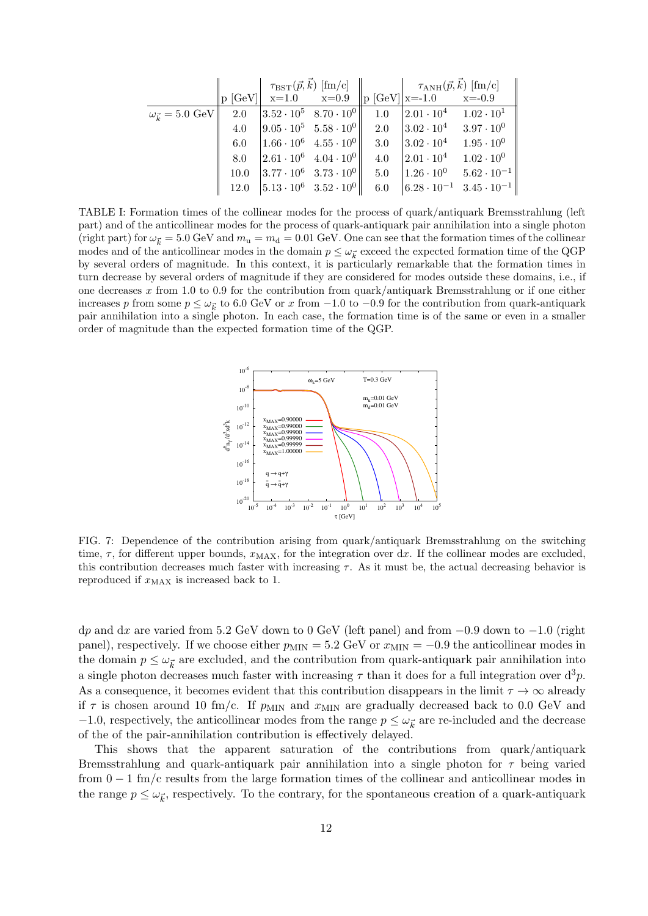|  | p [GeV] | $\tau_{\rm BST}(\vec{p},\vec{k})$ [fm/c] x=1.0 | x=0.9 | p [GeV] | $\tau_{\rm ANH}(\vec{p},\vec{k})$ [fm/c] x=-1.0 | x=-0.9 |
|---|---|---|---|---|---|---|
| $\omega_{\vec{k}} = 5.0$ GeV | 2.0 | $3.52 \cdot 10^{5}$ | $8.70 \cdot 10^{0}$ | 1.0 | $2.01 \cdot 10^{4}$ | $1.02 \cdot 10^{1}$ |
|  | 4.0 | $9.05 \cdot 10^{5}$ | $5.58 \cdot 10^{0}$ | 2.0 | $3.02 \cdot 10^{4}$ | $3.97 \cdot 10^{0}$ |
|  | 6.0 | $1.66 \cdot 10^{6}$ | $4.55 \cdot 10^{0}$ | 3.0 | $3.02 \cdot 10^{4}$ | $1.95 \cdot 10^{0}$ |
|  | 8.0 | $2.61 \cdot 10^{6}$ | $4.04 \cdot 10^{0}$ | 4.0 | $2.01 \cdot 10^{4}$ | $1.02 \cdot 10^{0}$ |
|  | 10.0 | $3.77 \cdot 10^{6}$ | $3.73 \cdot 10^{0}$ | 5.0 | $1.26 \cdot 10^{0}$ | $5.62 \cdot 10^{-1}$ |
|  | 12.0 | $5.13 \cdot 10^{6}$ | $3.52 \cdot 10^{0}$ | 6.0 | $6.28 \cdot 10^{-1}$ | $3.45 \cdot 10^{-1}$ |

TABLE I: Formation times of the collinear modes for the process of quark/antiquark Bremsstrahlung (left part) and of the anticollinear modes for the process of quark-antiquark pair annihilation into a single photon (right part) for $\omega_{\vec{k}} = 5.0$ GeV and $m_{\rm u} = m_{\rm d} = 0.01$ GeV. One can see that the formation times of the collinear modes and of the anticollinear modes in the domain $p \leq \omega_{\vec{k}}$ exceed the expected formation time of the QGP by several orders of magnitude. In this context, it is particularly remarkable that the formation times in turn decrease by several orders of magnitude if they are considered for modes outside these domains, i.e., if one decreases $x$ from 1.0 to 0.9 for the contribution from quark/antiquark Bremsstrahlung or if one either increases $p$ from some $p \leq \omega_{\vec{k}}$ to 6.0 GeV or $x$ from $-1.0$ to $-0.9$ for the contribution from quark-antiquark pair annihilation into a single photon. In each case, the formation time is of the same or even in a smaller order of magnitude than the expected formation time of the QGP.

FIG. 7: Dependence of the contribution arising from quark/antiquark Bremsstrahlung on the switching time, $\tau$, for different upper bounds, $x_{\rm MAX}$, for the integration over d$x$. If the collinear modes are excluded, this contribution decreases much faster with increasing $\tau$. As it must be, the actual decreasing behavior is reproduced if $x_{\rm MAX}$ is increased back to 1.

d$p$ and d$x$ are varied from 5.2 GeV down to 0 GeV (left panel) and from $-0.9$ down to $-1.0$ (right panel), respectively. If we choose either $p_{\rm MIN} = 5.2$ GeV or $x_{\rm MIN} = -0.9$ the anticollinear modes in the domain $p \leq \omega_{\vec{k}}$ are excluded, and the contribution from quark-antiquark pair annihilation into a single photon decreases much faster with increasing $\tau$ than it does for a full integration over d$^3p$. As a consequence, it becomes evident that this contribution disappears in the limit $\tau \to \infty$ already if $\tau$ is chosen around 10 fm/c. If $p_{\rm MIN}$ and $x_{\rm MIN}$ are gradually decreased back to 0.0 GeV and $-1.0$, respectively, the anticollinear modes from the range $p \leq \omega_{\vec{k}}$ are re-included and the decrease of the of the pair-annihilation contribution is effectively delayed.

This shows that the apparent saturation of the contributions from quark/antiquark Bremsstrahlung and quark-antiquark pair annihilation into a single photon for $\tau$ being varied from $0 - 1$ fm/c results from the large formation times of the collinear and anticollinear modes in the range $p \leq \omega_{\vec{k}}$, respectively. To the contrary, for the spontaneous creation of a quark-antiquark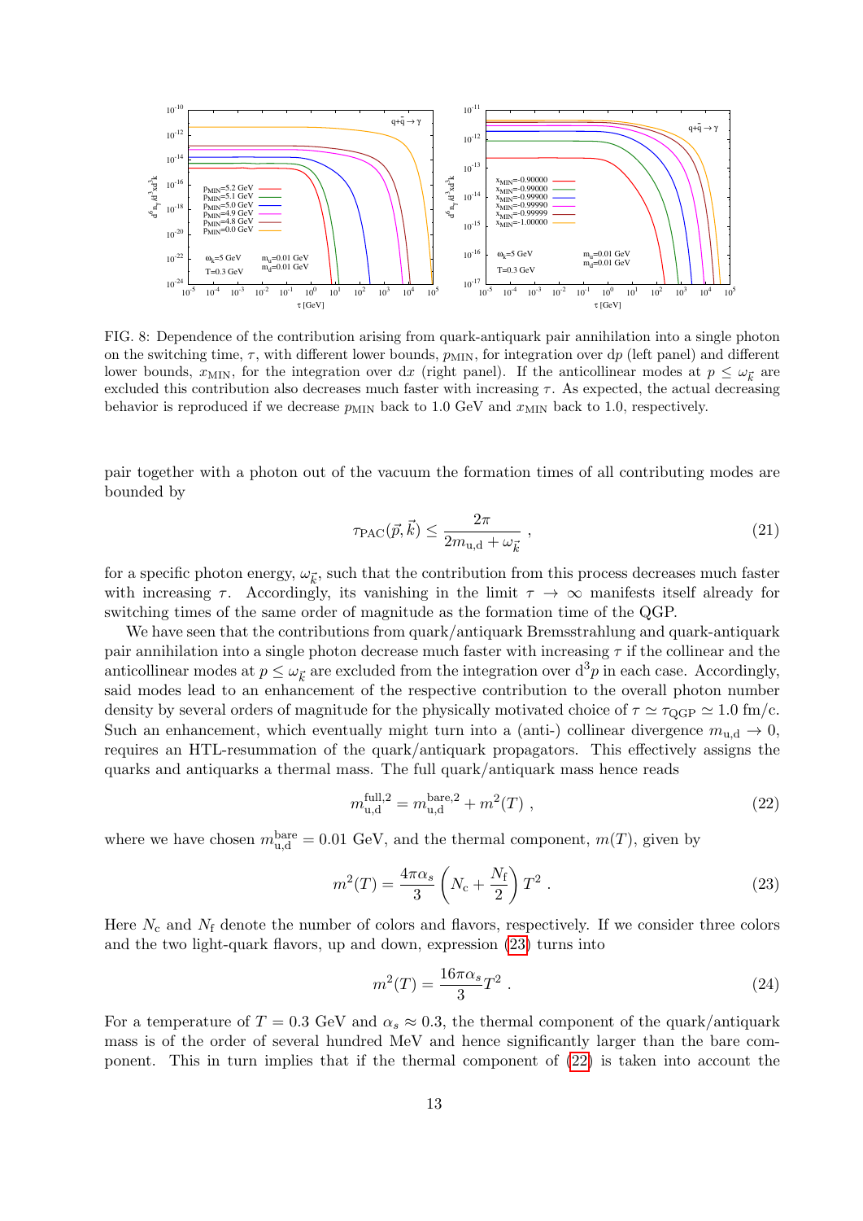FIG. 8: Dependence of the contribution arising from quark-antiquark pair annihilation into a single photon on the switching time, $\tau$, with different lower bounds, $p_{\rm MIN}$, for integration over d$p$ (left panel) and different lower bounds, $x_{\rm MIN}$, for the integration over d$x$ (right panel). If the anticollinear modes at $p \leq \omega_{\vec{k}}$ are excluded this contribution also decreases much faster with increasing $\tau$. As expected, the actual decreasing behavior is reproduced if we decrease $p_{\rm MIN}$ back to 1.0 GeV and $x_{\rm MIN}$ back to 1.0, respectively.

pair together with a photon out of the vacuum the formation times of all contributing modes are bounded by

$$\tau_{\rm PAC}(\vec{p},\vec{k}) \leq \frac{2\pi}{2m_{\rm u,d} + \omega_{\vec{k}}} \ , \tag{21}$$

for a specific photon energy, $\omega_{\vec{k}}$, such that the contribution from this process decreases much faster with increasing $\tau$. Accordingly, its vanishing in the limit $\tau \rightarrow \infty$ manifests itself already for switching times of the same order of magnitude as the formation time of the QGP.

We have seen that the contributions from quark/antiquark Bremsstrahlung and quark-antiquark pair annihilation into a single photon decrease much faster with increasing $\tau$ if the collinear and the anticollinear modes at $p \leq \omega_{\vec{k}}$ are excluded from the integration over d$^3p$ in each case. Accordingly, said modes lead to an enhancement of the respective contribution to the overall photon number density by several orders of magnitude for the physically motivated choice of $\tau \simeq \tau_{\rm QGP} \simeq 1.0$ fm/c. Such an enhancement, which eventually might turn into a (anti-) collinear divergence $m_{\rm u,d} \rightarrow 0$, requires an HTL-resummation of the quark/antiquark propagators. This effectively assigns the quarks and antiquarks a thermal mass. The full quark/antiquark mass hence reads

$$m_{\rm u,d}^{\rm full,2} = m_{\rm u,d}^{\rm bare,2} + m^2(T) \ , \tag{22}$$

where we have chosen $m_{\rm u,d}^{\rm bare} = 0.01$ GeV, and the thermal component, $m(T)$, given by

$$m^2(T) = \frac{4\pi\alpha_s}{3}\left(N_{\rm c} + \frac{N_{\rm f}}{2}\right)T^2 \ . \tag{23}$$

Here $N_{\rm c}$ and $N_{\rm f}$ denote the number of colors and flavors, respectively. If we consider three colors and the two light-quark flavors, up and down, expression (23) turns into

$$m^2(T) = \frac{16\pi\alpha_s}{3}T^2 \ . \tag{24}$$

For a temperature of $T = 0.3$ GeV and $\alpha_s \approx 0.3$, the thermal component of the quark/antiquark mass is of the order of several hundred MeV and hence significantly larger than the bare component. This in turn implies that if the thermal component of (22) is taken into account the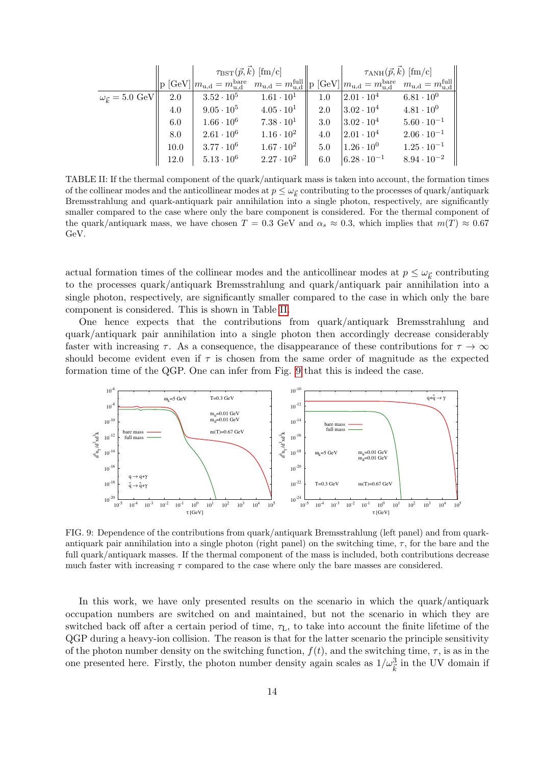| | p [GeV] | $\tau_{\rm BST}(\vec{p},\vec{k})$ [fm/c] $m_{\rm u,d}=m^{\rm bare}_{\rm u,d}$ | $m_{\rm u,d}=m^{\rm full}_{\rm u,d}$ | p [GeV] | $\tau_{\rm ANH}(\vec{p},\vec{k})$ [fm/c] $m_{\rm u,d}=m^{\rm bare}_{\rm u,d}$ | $m_{\rm u,d}=m^{\rm full}_{\rm u,d}$ |
|---|---|---|---|---|---|---|
| $\omega_{\vec{k}}=5.0$ GeV | 2.0 | $3.52\cdot10^{5}$ | $1.61\cdot10^{1}$ | 1.0 | $2.01\cdot10^{4}$ | $6.81\cdot10^{0}$ |
| | 4.0 | $9.05\cdot10^{5}$ | $4.05\cdot10^{1}$ | 2.0 | $3.02\cdot10^{4}$ | $4.81\cdot10^{0}$ |
| | 6.0 | $1.66\cdot10^{6}$ | $7.38\cdot10^{1}$ | 3.0 | $3.02\cdot10^{4}$ | $5.60\cdot10^{-1}$ |
| | 8.0 | $2.61\cdot10^{6}$ | $1.16\cdot10^{2}$ | 4.0 | $2.01\cdot10^{4}$ | $2.06\cdot10^{-1}$ |
| | 10.0 | $3.77\cdot10^{6}$ | $1.67\cdot10^{2}$ | 5.0 | $1.26\cdot10^{0}$ | $1.25\cdot10^{-1}$ |
| | 12.0 | $5.13\cdot10^{6}$ | $2.27\cdot10^{2}$ | 6.0 | $6.28\cdot10^{-1}$ | $8.94\cdot10^{-2}$ |

TABLE II: If the thermal component of the quark/antiquark mass is taken into account, the formation times of the collinear modes and the anticollinear modes at $p\leq\omega_{\vec{k}}$ contributing to the processes of quark/antiquark Bremsstrahlung and quark-antiquark pair annihilation into a single photon, respectively, are significantly smaller compared to the case where only the bare component is considered. For the thermal component of the quark/antiquark mass, we have chosen $T=0.3$ GeV and $\alpha_s\approx0.3$, which implies that $m(T)\approx0.67$ GeV.

actual formation times of the collinear modes and the anticollinear modes at $p\leq\omega_{\vec{k}}$ contributing to the processes quark/antiquark Bremsstrahlung and quark/antiquark pair annihilation into a single photon, respectively, are significantly smaller compared to the case in which only the bare component is considered. This is shown in Table II.

One hence expects that the contributions from quark/antiquark Bremsstrahlung and quark/antiquark pair annihilation into a single photon then accordingly decrease considerably faster with increasing $\tau$. As a consequence, the disappearance of these contributions for $\tau\to\infty$ should become evident even if $\tau$ is chosen from the same order of magnitude as the expected formation time of the QGP. One can infer from Fig. 9 that this is indeed the case.

FIG. 9: Dependence of the contributions from quark/antiquark Bremsstrahlung (left panel) and from quark-antiquark pair annihilation into a single photon (right panel) on the switching time, $\tau$, for the bare and the full quark/antiquark masses. If the thermal component of the mass is included, both contributions decrease much faster with increasing $\tau$ compared to the case where only the bare masses are considered.

In this work, we have only presented results on the scenario in which the quark/antiquark occupation numbers are switched on and maintained, but not the scenario in which they are switched back off after a certain period of time, $\tau_{\rm L}$, to take into account the finite lifetime of the QGP during a heavy-ion collision. The reason is that for the latter scenario the principle sensitivity of the photon number density on the switching function, $f(t)$, and the switching time, $\tau$, is as in the one presented here. Firstly, the photon number density again scales as $1/\omega^3_{\vec{k}}$ in the UV domain if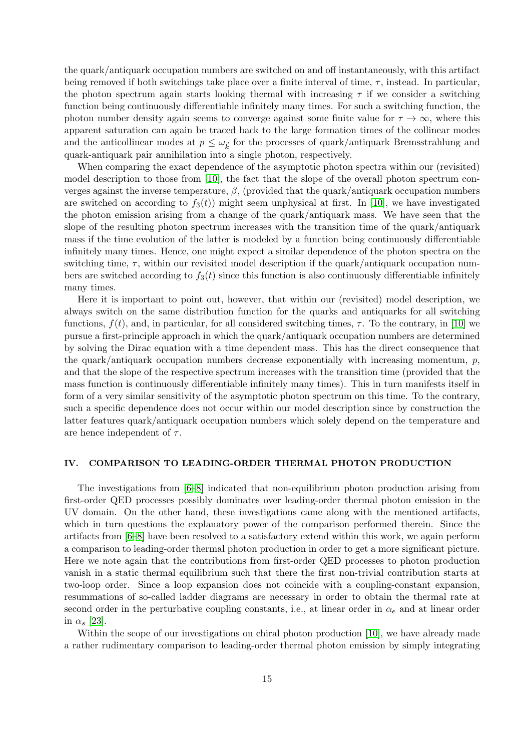the quark/antiquark occupation numbers are switched on and off instantaneously, with this artifact being removed if both switchings take place over a finite interval of time, $\tau$, instead. In particular, the photon spectrum again starts looking thermal with increasing $\tau$ if we consider a switching function being continuously differentiable infinitely many times. For such a switching function, the photon number density again seems to converge against some finite value for $\tau \to \infty$, where this apparent saturation can again be traced back to the large formation times of the collinear modes and the anticollinear modes at $p \leq \omega_{\vec{k}}$ for the processes of quark/antiquark Bremsstrahlung and quark-antiquark pair annihilation into a single photon, respectively.

When comparing the exact dependence of the asymptotic photon spectra within our (revisited) model description to those from [10], the fact that the slope of the overall photon spectrum converges against the inverse temperature, $\beta$, (provided that the quark/antiquark occupation numbers are switched on according to $f_3(t)$) might seem unphysical at first. In [10], we have investigated the photon emission arising from a change of the quark/antiquark mass. We have seen that the slope of the resulting photon spectrum increases with the transition time of the quark/antiquark mass if the time evolution of the latter is modeled by a function being continuously differentiable infinitely many times. Hence, one might expect a similar dependence of the photon spectra on the switching time, $\tau$, within our revisited model description if the quark/antiquark occupation numbers are switched according to $f_3(t)$ since this function is also continuously differentiable infinitely many times.

Here it is important to point out, however, that within our (revisited) model description, we always switch on the same distribution function for the quarks and antiquarks for all switching functions, $f(t)$, and, in particular, for all considered switching times, $\tau$. To the contrary, in [10] we pursue a first-principle approach in which the quark/antiquark occupation numbers are determined by solving the Dirac equation with a time dependent mass. This has the direct consequence that the quark/antiquark occupation numbers decrease exponentially with increasing momentum, $p$, and that the slope of the respective spectrum increases with the transition time (provided that the mass function is continuously differentiable infinitely many times). This in turn manifests itself in form of a very similar sensitivity of the asymptotic photon spectrum on this time. To the contrary, such a specific dependence does not occur within our model description since by construction the latter features quark/antiquark occupation numbers which solely depend on the temperature and are hence independent of $\tau$.

## IV. COMPARISON TO LEADING-ORDER THERMAL PHOTON PRODUCTION

The investigations from [6–8] indicated that non-equilibrium photon production arising from first-order QED processes possibly dominates over leading-order thermal photon emission in the UV domain. On the other hand, these investigations came along with the mentioned artifacts, which in turn questions the explanatory power of the comparison performed therein. Since the artifacts from [6–8] have been resolved to a satisfactory extend within this work, we again perform a comparison to leading-order thermal photon production in order to get a more significant picture. Here we note again that the contributions from first-order QED processes to photon production vanish in a static thermal equilibrium such that there the first non-trivial contribution starts at two-loop order. Since a loop expansion does not coincide with a coupling-constant expansion, resummations of so-called ladder diagrams are necessary in order to obtain the thermal rate at second order in the perturbative coupling constants, i.e., at linear order in $\alpha_e$ and at linear order in $\alpha_s$ [23].

Within the scope of our investigations on chiral photon production [10], we have already made a rather rudimentary comparison to leading-order thermal photon emission by simply integrating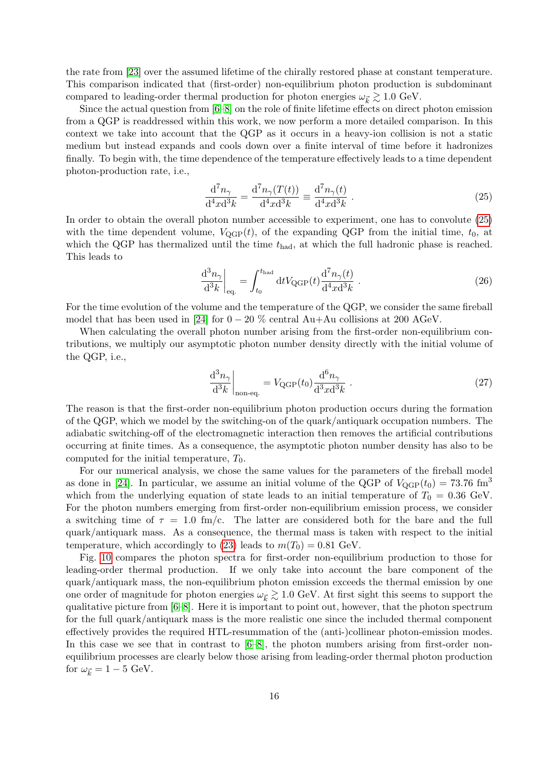the rate from [23] over the assumed lifetime of the chirally restored phase at constant temperature. This comparison indicated that (first-order) non-equilibrium photon production is subdominant compared to leading-order thermal production for photon energies $\omega_{\vec{k}} \gtrsim 1.0$ GeV.

Since the actual question from [6–8] on the role of finite lifetime effects on direct photon emission from a QGP is readdressed within this work, we now perform a more detailed comparison. In this context we take into account that the QGP as it occurs in a heavy-ion collision is not a static medium but instead expands and cools down over a finite interval of time before it hadronizes finally. To begin with, the time dependence of the temperature effectively leads to a time dependent photon-production rate, i.e.,

$$\frac{\mathrm{d}^7 n_\gamma}{\mathrm{d}^4 x \mathrm{d}^3 k} = \frac{\mathrm{d}^7 n_\gamma(T(t))}{\mathrm{d}^4 x \mathrm{d}^3 k} \equiv \frac{\mathrm{d}^7 n_\gamma(t)}{\mathrm{d}^4 x \mathrm{d}^3 k} \ . \tag{25}$$

In order to obtain the overall photon number accessible to experiment, one has to convolute (25) with the time dependent volume, $V_{\mathrm{QGP}}(t)$, of the expanding QGP from the initial time, $t_0$, at which the QGP has thermalized until the time $t_{\mathrm{had}}$, at which the full hadronic phase is reached. This leads to

$$\left.\frac{\mathrm{d}^3 n_\gamma}{\mathrm{d}^3 k}\right|_{\mathrm{eq.}} = \int_{t_0}^{t_{\mathrm{had}}} \mathrm{d}t V_{\mathrm{QGP}}(t) \frac{\mathrm{d}^7 n_\gamma(t)}{\mathrm{d}^4 x \mathrm{d}^3 k} \ . \tag{26}$$

For the time evolution of the volume and the temperature of the QGP, we consider the same fireball model that has been used in [24] for $0 - 20$ % central Au+Au collisions at 200 AGeV.

When calculating the overall photon number arising from the first-order non-equilibrium contributions, we multiply our asymptotic photon number density directly with the initial volume of the QGP, i.e.,

$$\left.\frac{\mathrm{d}^3 n_\gamma}{\mathrm{d}^3 k}\right|_{\mathrm{non\text{-}eq.}} = V_{\mathrm{QGP}}(t_0) \frac{\mathrm{d}^6 n_\gamma}{\mathrm{d}^3 x \mathrm{d}^3 k} \ . \tag{27}$$

The reason is that the first-order non-equilibrium photon production occurs during the formation of the QGP, which we model by the switching-on of the quark/antiquark occupation numbers. The adiabatic switching-off of the electromagnetic interaction then removes the artificial contributions occurring at finite times. As a consequence, the asymptotic photon number density has also to be computed for the initial temperature, $T_0$.

For our numerical analysis, we chose the same values for the parameters of the fireball model as done in [24]. In particular, we assume an initial volume of the QGP of $V_{\mathrm{QGP}}(t_0) = 73.76$ fm$^3$ which from the underlying equation of state leads to an initial temperature of $T_0 = 0.36$ GeV. For the photon numbers emerging from first-order non-equilibrium emission process, we consider a switching time of $\tau = 1.0$ fm/c. The latter are considered both for the bare and the full quark/antiquark mass. As a consequence, the thermal mass is taken with respect to the initial temperature, which accordingly to (23) leads to $m(T_0) = 0.81$ GeV.

Fig. 10 compares the photon spectra for first-order non-equilibrium production to those for leading-order thermal production. If we only take into account the bare component of the quark/antiquark mass, the non-equilibrium photon emission exceeds the thermal emission by one one order of magnitude for photon energies $\omega_{\vec{k}} \gtrsim 1.0$ GeV. At first sight this seems to support the qualitative picture from [6–8]. Here it is important to point out, however, that the photon spectrum for the full quark/antiquark mass is the more realistic one since the included thermal component effectively provides the required HTL-resummation of the (anti-)collinear photon-emission modes. In this case we see that in contrast to [6–8], the photon numbers arising from first-order non-equilibrium processes are clearly below those arising from leading-order thermal photon production for $\omega_{\vec{k}} = 1 - 5$ GeV.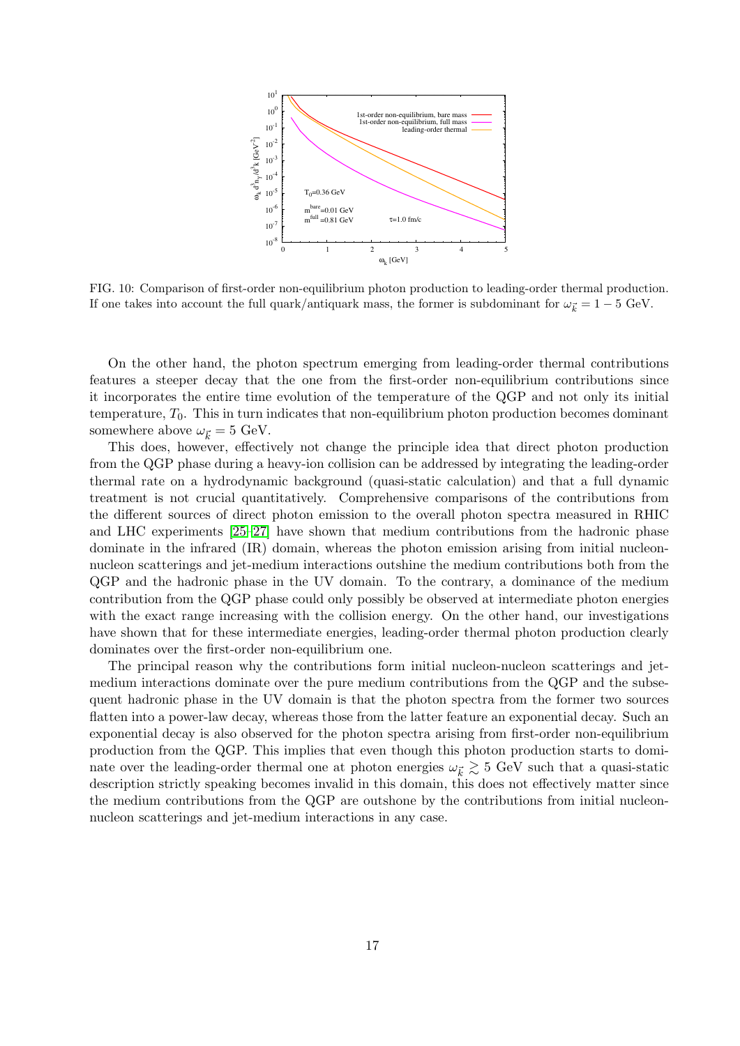FIG. 10: Comparison of first-order non-equilibrium photon production to leading-order thermal production. If one takes into account the full quark/antiquark mass, the former is subdominant for $\omega_{\vec{k}} = 1 - 5$ GeV.

On the other hand, the photon spectrum emerging from leading-order thermal contributions features a steeper decay that the one from the first-order non-equilibrium contributions since it incorporates the entire time evolution of the temperature of the QGP and not only its initial temperature, $T_0$. This in turn indicates that non-equilibrium photon production becomes dominant somewhere above $\omega_{\vec{k}} = 5$ GeV.

This does, however, effectively not change the principle idea that direct photon production from the QGP phase during a heavy-ion collision can be addressed by integrating the leading-order thermal rate on a hydrodynamic background (quasi-static calculation) and that a full dynamic treatment is not crucial quantitatively. Comprehensive comparisons of the contributions from the different sources of direct photon emission to the overall photon spectra measured in RHIC and LHC experiments [25–27] have shown that medium contributions from the hadronic phase dominate in the infrared (IR) domain, whereas the photon emission arising from initial nucleon-nucleon scatterings and jet-medium interactions outshine the medium contributions both from the QGP and the hadronic phase in the UV domain. To the contrary, a dominance of the medium contribution from the QGP phase could only possibly be observed at intermediate photon energies with the exact range increasing with the collision energy. On the other hand, our investigations have shown that for these intermediate energies, leading-order thermal photon production clearly dominates over the first-order non-equilibrium one.

The principal reason why the contributions form initial nucleon-nucleon scatterings and jet-medium interactions dominate over the pure medium contributions from the QGP and the subsequent hadronic phase in the UV domain is that the photon spectra from the former two sources flatten into a power-law decay, whereas those from the latter feature an exponential decay. Such an exponential decay is also observed for the photon spectra arising from first-order non-equilibrium production from the QGP. This implies that even though this photon production starts to dominate over the leading-order thermal one at photon energies $\omega_{\vec{k}} \gtrsim 5$ GeV such that a quasi-static description strictly speaking becomes invalid in this domain, this does not effectively matter since the medium contributions from the QGP are outshone by the contributions from initial nucleon-nucleon scatterings and jet-medium interactions in any case.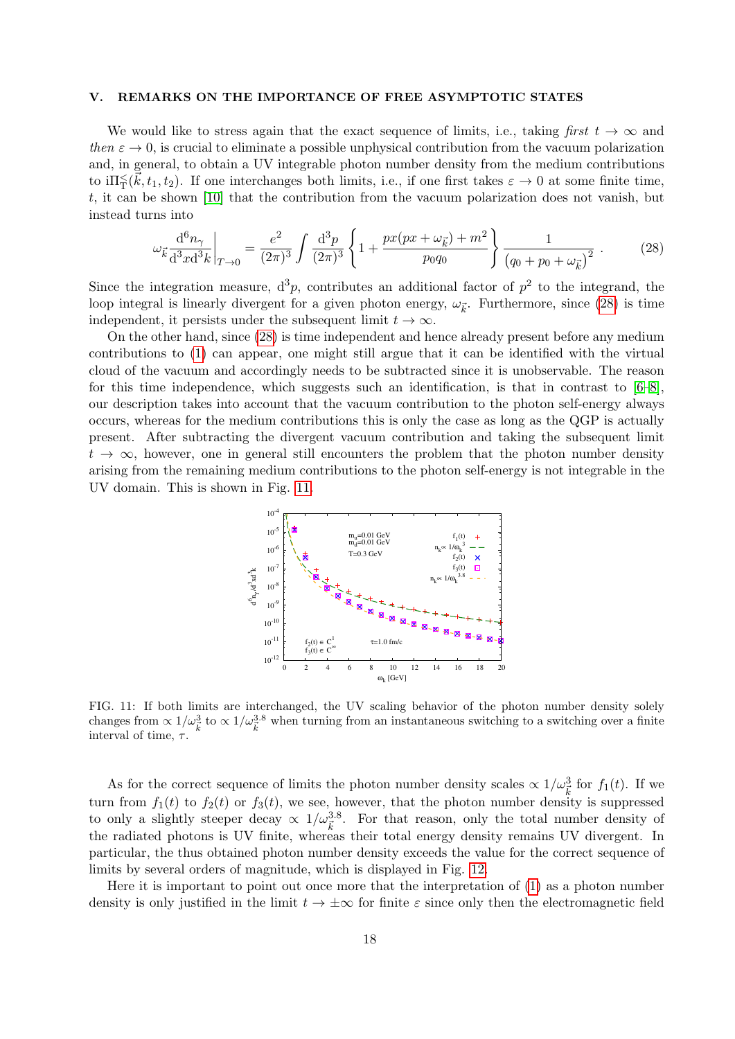## V. REMARKS ON THE IMPORTANCE OF FREE ASYMPTOTIC STATES

We would like to stress again that the exact sequence of limits, i.e., taking *first* $t \to \infty$ and *then* $\varepsilon \to 0$, is crucial to eliminate a possible unphysical contribution from the vacuum polarization and, in general, to obtain a UV integrable photon number density from the medium contributions to $\mathrm{i}\Pi_{\mathrm{T}}^{<}(\vec{k}, t_1, t_2)$. If one interchanges both limits, i.e., if one first takes $\varepsilon \to 0$ at some finite time, $t$, it can be shown [10] that the contribution from the vacuum polarization does not vanish, but instead turns into

$$\omega_{\vec{k}} \frac{\mathrm{d}^6 n_\gamma}{\mathrm{d}^3x \mathrm{d}^3k}\bigg|_{T\to 0} = \frac{e^2}{(2\pi)^3} \int \frac{\mathrm{d}^3p}{(2\pi)^3} \left\{ 1 + \frac{px(px + \omega_{\vec{k}}) + m^2}{p_0 q_0} \right\} \frac{1}{\left(q_0 + p_0 + \omega_{\vec{k}}\right)^2} . \tag{28}$$

Since the integration measure, $\mathrm{d}^3p$, contributes an additional factor of $p^2$ to the integrand, the loop integral is linearly divergent for a given photon energy, $\omega_{\vec{k}}$. Furthermore, since (28) is time independent, it persists under the subsequent limit $t \to \infty$.

On the other hand, since (28) is time independent and hence already present before any medium contributions to (1) can appear, one might still argue that it can be identified with the virtual cloud of the vacuum and accordingly needs to be subtracted since it is unobservable. The reason for this time independence, which suggests such an identification, is that in contrast to [6–8], our description takes into account that the vacuum contribution to the photon self-energy always occurs, whereas for the medium contributions this is only the case as long as the QGP is actually present. After subtracting the divergent vacuum contribution and taking the subsequent limit $t \to \infty$, however, one in general still encounters the problem that the photon number density arising from the remaining medium contributions to the photon self-energy is not integrable in the UV domain. This is shown in Fig. 11.

FIG. 11: If both limits are interchanged, the UV scaling behavior of the photon number density solely changes from $\propto 1/\omega_{\vec{k}}^3$ to $\propto 1/\omega_{\vec{k}}^{3.8}$ when turning from an instantaneous switching to a switching over a finite interval of time, $\tau$.

As for the correct sequence of limits the photon number density scales $\propto 1/\omega_{\vec{k}}^3$ for $f_1(t)$. If we turn from $f_1(t)$ to $f_2(t)$ or $f_3(t)$, we see, however, that the photon number density is suppressed to only a slightly steeper decay $\propto 1/\omega_{\vec{k}}^{3.8}$. For that reason, only the total number density of the radiated photons is UV finite, whereas their total energy density remains UV divergent. In particular, the thus obtained photon number density exceeds the value for the correct sequence of limits by several orders of magnitude, which is displayed in Fig. 12.

Here it is important to point out once more that the interpretation of (1) as a photon number density is only justified in the limit $t \to \pm\infty$ for finite $\varepsilon$ since only then the electromagnetic field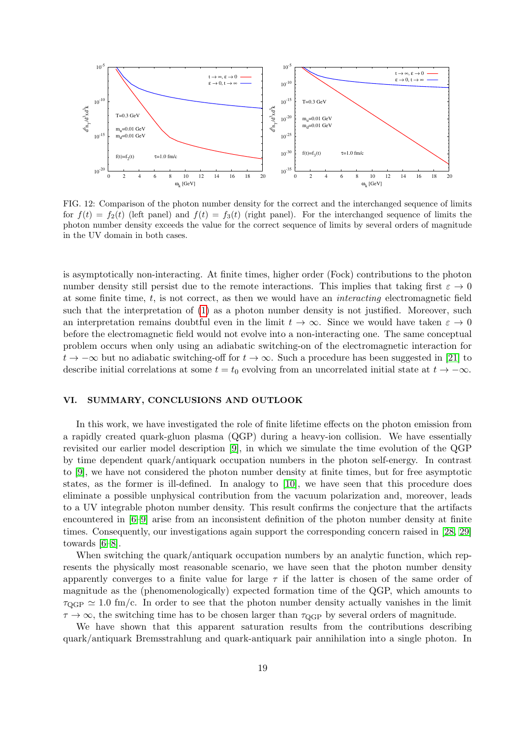FIG. 12: Comparison of the photon number density for the correct and the interchanged sequence of limits for $f(t) = f_2(t)$ (left panel) and $f(t) = f_3(t)$ (right panel). For the interchanged sequence of limits the photon number density exceeds the value for the correct sequence of limits by several orders of magnitude in the UV domain in both cases.

is asymptotically non-interacting. At finite times, higher order (Fock) contributions to the photon number density still persist due to the remote interactions. This implies that taking first $\varepsilon \to 0$ at some finite time, $t$, is not correct, as then we would have an *interacting* electromagnetic field such that the interpretation of (1) as a photon number density is not justified. Moreover, such an interpretation remains doubtful even in the limit $t \to \infty$. Since we would have taken $\varepsilon \to 0$ before the electromagnetic field would not evolve into a non-interacting one. The same conceptual problem occurs when only using an adiabatic switching-on of the electromagnetic interaction for $t \to -\infty$ but no adiabatic switching-off for $t \to \infty$. Such a procedure has been suggested in [21] to describe initial correlations at some $t = t_0$ evolving from an uncorrelated initial state at $t \to -\infty$.

## VI. SUMMARY, CONCLUSIONS AND OUTLOOK

In this work, we have investigated the role of finite lifetime effects on the photon emission from a rapidly created quark-gluon plasma (QGP) during a heavy-ion collision. We have essentially revisited our earlier model description [9], in which we simulate the time evolution of the QGP by time dependent quark/antiquark occupation numbers in the photon self-energy. In contrast to [9], we have not considered the photon number density at finite times, but for free asymptotic states, as the former is ill-defined. In analogy to [10], we have seen that this procedure does eliminate a possible unphysical contribution from the vacuum polarization and, moreover, leads to a UV integrable photon number density. This result confirms the conjecture that the artifacts encountered in [6–9] arise from an inconsistent definition of the photon number density at finite times. Consequently, our investigations again support the corresponding concern raised in [28, 29] towards [6–8].

When switching the quark/antiquark occupation numbers by an analytic function, which represents the physically most reasonable scenario, we have seen that the photon number density apparently converges to a finite value for large $\tau$ if the latter is chosen of the same order of magnitude as the (phenomenologically) expected formation time of the QGP, which amounts to $\tau_{\mathrm{QGP}} \simeq 1.0$ fm/c. In order to see that the photon number density actually vanishes in the limit $\tau \to \infty$, the switching time has to be chosen larger than $\tau_{\mathrm{QGP}}$ by several orders of magnitude.

We have shown that this apparent saturation results from the contributions describing quark/antiquark Bremsstrahlung and quark-antiquark pair annihilation into a single photon. In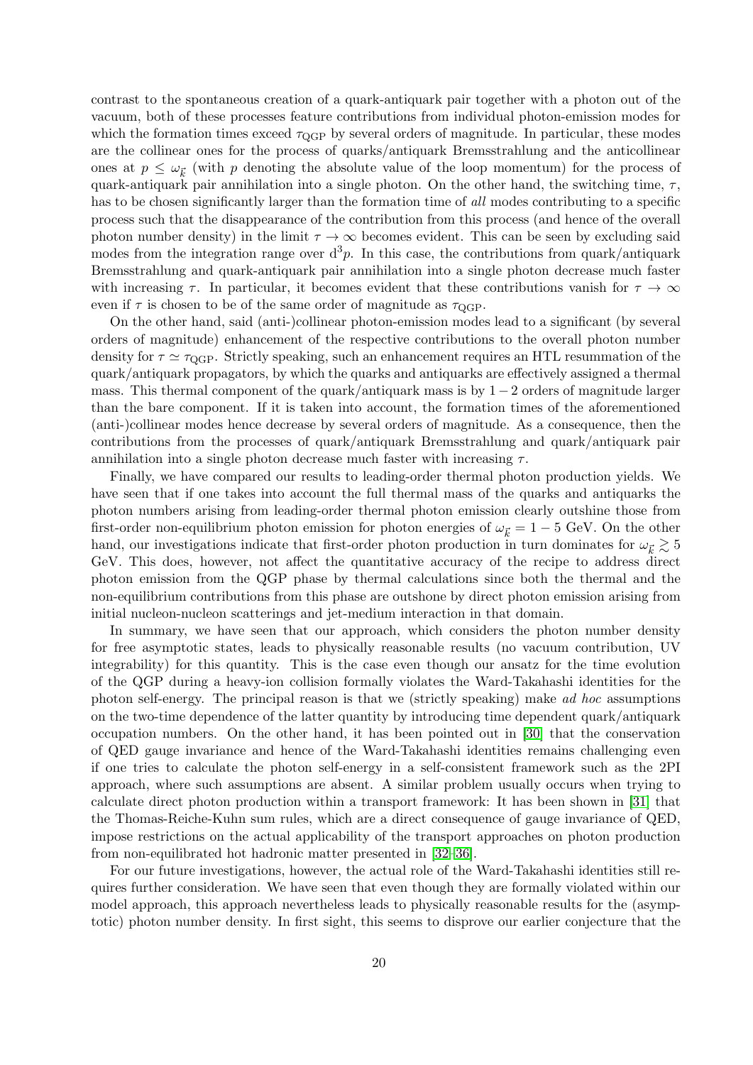contrast to the spontaneous creation of a quark-antiquark pair together with a photon out of the vacuum, both of these processes feature contributions from individual photon-emission modes for which the formation times exceed $\tau_{\mathrm{QGP}}$ by several orders of magnitude. In particular, these modes are the collinear ones for the process of quarks/antiquark Bremsstrahlung and the anticollinear ones at $p \leq \omega_{\vec{k}}$ (with $p$ denoting the absolute value of the loop momentum) for the process of quark-antiquark pair annihilation into a single photon. On the other hand, the switching time, $\tau$, has to be chosen significantly larger than the formation time of *all* modes contributing to a specific process such that the disappearance of the contribution from this process (and hence of the overall photon number density) in the limit $\tau \to \infty$ becomes evident. This can be seen by excluding said modes from the integration range over $\mathrm{d}^3p$. In this case, the contributions from quark/antiquark Bremsstrahlung and quark-antiquark pair annihilation into a single photon decrease much faster with increasing $\tau$. In particular, it becomes evident that these contributions vanish for $\tau \to \infty$ even if $\tau$ is chosen to be of the same order of magnitude as $\tau_{\mathrm{QGP}}$.

On the other hand, said (anti-)collinear photon-emission modes lead to a significant (by several orders of magnitude) enhancement of the respective contributions to the overall photon number density for $\tau \simeq \tau_{\mathrm{QGP}}$. Strictly speaking, such an enhancement requires an HTL resummation of the quark/antiquark propagators, by which the quarks and antiquarks are effectively assigned a thermal mass. This thermal component of the quark/antiquark mass is by $1-2$ orders of magnitude larger than the bare component. If it is taken into account, the formation times of the aforementioned (anti-)collinear modes hence decrease by several orders of magnitude. As a consequence, then the contributions from the processes of quark/antiquark Bremsstrahlung and quark/antiquark pair annihilation into a single photon decrease much faster with increasing $\tau$.

Finally, we have compared our results to leading-order thermal photon production yields. We have seen that if one takes into account the full thermal mass of the quarks and antiquarks the photon numbers arising from leading-order thermal photon emission clearly outshine those from first-order non-equilibrium photon emission for photon energies of $\omega_{\vec{k}} = 1-5$ GeV. On the other hand, our investigations indicate that first-order photon production in turn dominates for $\omega_{\vec{k}} \gtrsim 5$ GeV. This does, however, not affect the quantitative accuracy of the recipe to address direct photon emission from the QGP phase by thermal calculations since both the thermal and the non-equilibrium contributions from this phase are outshone by direct photon emission arising from initial nucleon-nucleon scatterings and jet-medium interaction in that domain.

In summary, we have seen that our approach, which considers the photon number density for free asymptotic states, leads to physically reasonable results (no vacuum contribution, UV integrability) for this quantity. This is the case even though our ansatz for the time evolution of the QGP during a heavy-ion collision formally violates the Ward-Takahashi identities for the photon self-energy. The principal reason is that we (strictly speaking) make *ad hoc* assumptions on the two-time dependence of the latter quantity by introducing time dependent quark/antiquark occupation numbers. On the other hand, it has been pointed out in [30] that the conservation of QED gauge invariance and hence of the Ward-Takahashi identities remains challenging even if one tries to calculate the photon self-energy in a self-consistent framework such as the 2PI approach, where such assumptions are absent. A similar problem usually occurs when trying to calculate direct photon production within a transport framework: It has been shown in [31] that the Thomas-Reiche-Kuhn sum rules, which are a direct consequence of gauge invariance of QED, impose restrictions on the actual applicability of the transport approaches on photon production from non-equilibrated hot hadronic matter presented in [32–36].

For our future investigations, however, the actual role of the Ward-Takahashi identities still requires further consideration. We have seen that even though they are formally violated within our model approach, this approach nevertheless leads to physically reasonable results for the (asymptotic) photon number density. In first sight, this seems to disprove our earlier conjecture that the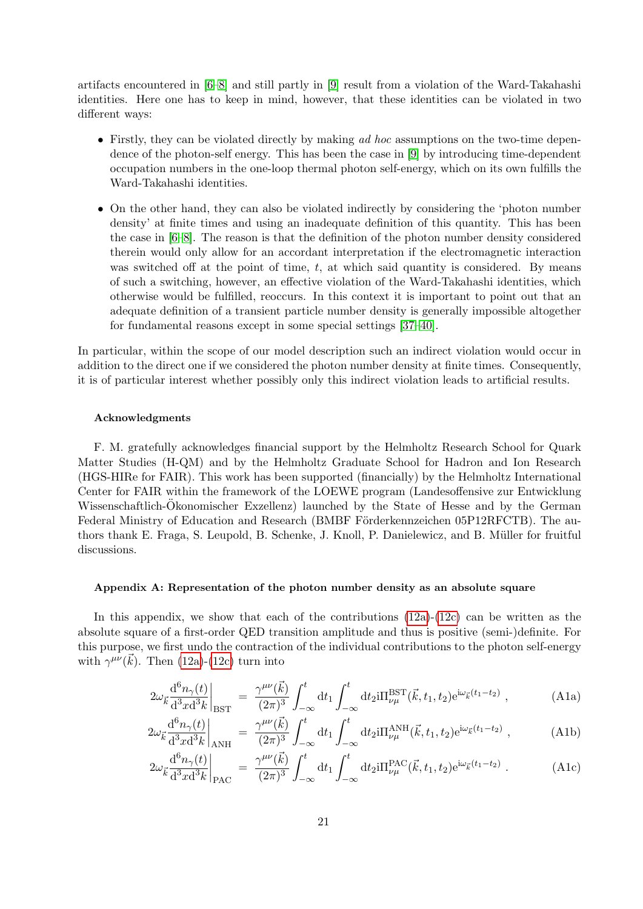artifacts encountered in [6–8] and still partly in [9] result from a violation of the Ward-Takahashi identities. Here one has to keep in mind, however, that these identities can be violated in two different ways:

- Firstly, they can be violated directly by making *ad hoc* assumptions on the two-time dependence of the photon-self energy. This has been the case in [9] by introducing time-dependent occupation numbers in the one-loop thermal photon self-energy, which on its own fulfills the Ward-Takahashi identities.
- On the other hand, they can also be violated indirectly by considering the 'photon number density' at finite times and using an inadequate definition of this quantity. This has been the case in [6–8]. The reason is that the definition of the photon number density considered therein would only allow for an accordant interpretation if the electromagnetic interaction was switched off at the point of time, $t$, at which said quantity is considered. By means of such a switching, however, an effective violation of the Ward-Takahashi identities, which otherwise would be fulfilled, reoccurs. In this context it is important to point out that an adequate definition of a transient particle number density is generally impossible altogether for fundamental reasons except in some special settings [37–40].

In particular, within the scope of our model description such an indirect violation would occur in addition to the direct one if we considered the photon number density at finite times. Consequently, it is of particular interest whether possibly only this indirect violation leads to artificial results.

#### Acknowledgments

F. M. gratefully acknowledges financial support by the Helmholtz Research School for Quark Matter Studies (H-QM) and by the Helmholtz Graduate School for Hadron and Ion Research (HGS-HIRe for FAIR). This work has been supported (financially) by the Helmholtz International Center for FAIR within the framework of the LOEWE program (Landesoffensive zur Entwicklung Wissenschaftlich-Ökonomischer Exzellenz) launched by the State of Hesse and by the German Federal Ministry of Education and Research (BMBF Förderkennzeichen 05P12RFCTB). The authors thank E. Fraga, S. Leupold, B. Schenke, J. Knoll, P. Danielewicz, and B. Müller for fruitful discussions.

#### Appendix A: Representation of the photon number density as an absolute square

In this appendix, we show that each of the contributions (12a)-(12c) can be written as the absolute square of a first-order QED transition amplitude and thus is positive (semi-)definite. For this purpose, we first undo the contraction of the individual contributions to the photon self-energy with $\gamma^{\mu\nu}(\vec{k})$. Then (12a)-(12c) turn into

$$2\omega_{\vec{k}}\frac{\mathrm{d}^6 n_\gamma(t)}{\mathrm{d}^3x\mathrm{d}^3k}\bigg|_{\mathrm{BST}} = \frac{\gamma^{\mu\nu}(\vec{k})}{(2\pi)^3}\int_{-\infty}^{t}\mathrm{d}t_1\int_{-\infty}^{t}\mathrm{d}t_2\mathrm{i}\Pi^{\mathrm{BST}}_{\nu\mu}(\vec{k},t_1,t_2)\mathrm{e}^{\mathrm{i}\omega_{\vec{k}}(t_1-t_2)}\,, \tag{A1a}$$

$$2\omega_{\vec{k}}\frac{\mathrm{d}^6 n_\gamma(t)}{\mathrm{d}^3x\mathrm{d}^3k}\bigg|_{\mathrm{ANH}} = \frac{\gamma^{\mu\nu}(\vec{k})}{(2\pi)^3}\int_{-\infty}^{t}\mathrm{d}t_1\int_{-\infty}^{t}\mathrm{d}t_2\mathrm{i}\Pi^{\mathrm{ANH}}_{\nu\mu}(\vec{k},t_1,t_2)\mathrm{e}^{\mathrm{i}\omega_{\vec{k}}(t_1-t_2)}\,, \tag{A1b}$$

$$2\omega_{\vec{k}}\frac{\mathrm{d}^6 n_\gamma(t)}{\mathrm{d}^3x\mathrm{d}^3k}\bigg|_{\mathrm{PAC}} = \frac{\gamma^{\mu\nu}(\vec{k})}{(2\pi)^3}\int_{-\infty}^{t}\mathrm{d}t_1\int_{-\infty}^{t}\mathrm{d}t_2\mathrm{i}\Pi^{\mathrm{PAC}}_{\nu\mu}(\vec{k},t_1,t_2)\mathrm{e}^{\mathrm{i}\omega_{\vec{k}}(t_1-t_2)}\,. \tag{A1c}$$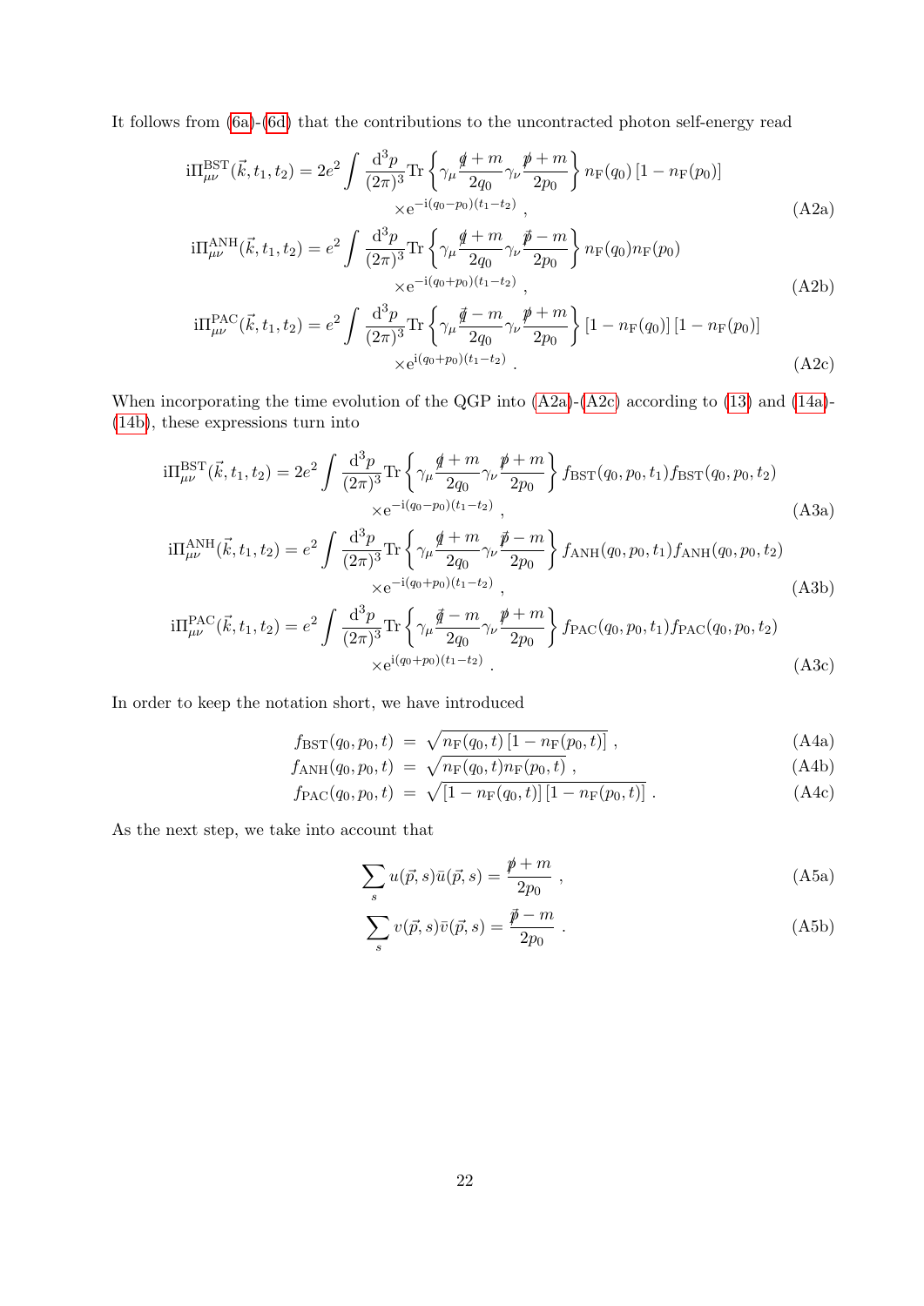It follows from (6a)-(6d) that the contributions to the uncontracted photon self-energy read

$$
\begin{aligned}
\mathrm{i}\Pi^{\mathrm{BST}}_{\mu\nu}(\vec{k},t_1,t_2) = 2e^2 \int \frac{\mathrm{d}^3p}{(2\pi)^3} \mathrm{Tr}\left\{\gamma_\mu \frac{\not{q}+m}{2q_0}\gamma_\nu \frac{\not{p}+m}{2p_0}\right\} n_\mathrm{F}(q_0)\left[1-n_\mathrm{F}(p_0)\right] \\
\times \mathrm{e}^{-\mathrm{i}(q_0-p_0)(t_1-t_2)} \ ,
\end{aligned} \tag{A2a}
$$

$$
\begin{aligned}
\mathrm{i}\Pi^{\mathrm{ANH}}_{\mu\nu}(\vec{k},t_1,t_2) = e^2 \int \frac{\mathrm{d}^3p}{(2\pi)^3} \mathrm{Tr}\left\{\gamma_\mu \frac{\not{q}+m}{2q_0}\gamma_\nu \frac{\not{p}-m}{2p_0}\right\} n_\mathrm{F}(q_0) n_\mathrm{F}(p_0) \\
\times \mathrm{e}^{-\mathrm{i}(q_0+p_0)(t_1-t_2)} \ ,
\end{aligned} \tag{A2b}
$$

$$
\begin{aligned}
\mathrm{i}\Pi^{\mathrm{PAC}}_{\mu\nu}(\vec{k},t_1,t_2) = e^2 \int \frac{\mathrm{d}^3p}{(2\pi)^3} \mathrm{Tr}\left\{\gamma_\mu \frac{\not{q}-m}{2q_0}\gamma_\nu \frac{\not{p}+m}{2p_0}\right\} \left[1-n_\mathrm{F}(q_0)\right]\left[1-n_\mathrm{F}(p_0)\right] \\
\times \mathrm{e}^{\mathrm{i}(q_0+p_0)(t_1-t_2)} \ .
\end{aligned} \tag{A2c}
$$

When incorporating the time evolution of the QGP into (A2a)-(A2c) according to (13) and (14a)-(14b), these expressions turn into

$$
\begin{aligned}
\mathrm{i}\Pi^{\mathrm{BST}}_{\mu\nu}(\vec{k},t_1,t_2) = 2e^2 \int \frac{\mathrm{d}^3p}{(2\pi)^3} \mathrm{Tr}\left\{\gamma_\mu \frac{\not{q}+m}{2q_0}\gamma_\nu \frac{\not{p}+m}{2p_0}\right\} f_\mathrm{BST}(q_0,p_0,t_1) f_\mathrm{BST}(q_0,p_0,t_2) \\
\times \mathrm{e}^{-\mathrm{i}(q_0-p_0)(t_1-t_2)} \ ,
\end{aligned} \tag{A3a}
$$

$$
\begin{aligned}
\mathrm{i}\Pi^{\mathrm{ANH}}_{\mu\nu}(\vec{k},t_1,t_2) = e^2 \int \frac{\mathrm{d}^3p}{(2\pi)^3} \mathrm{Tr}\left\{\gamma_\mu \frac{\not{q}+m}{2q_0}\gamma_\nu \frac{\not{p}-m}{2p_0}\right\} f_\mathrm{ANH}(q_0,p_0,t_1) f_\mathrm{ANH}(q_0,p_0,t_2) \\
\times \mathrm{e}^{-\mathrm{i}(q_0+p_0)(t_1-t_2)} \ ,
\end{aligned} \tag{A3b}
$$

$$
\begin{aligned}
\mathrm{i}\Pi^{\mathrm{PAC}}_{\mu\nu}(\vec{k},t_1,t_2) = e^2 \int \frac{\mathrm{d}^3p}{(2\pi)^3} \mathrm{Tr}\left\{\gamma_\mu \frac{\not{q}-m}{2q_0}\gamma_\nu \frac{\not{p}+m}{2p_0}\right\} f_\mathrm{PAC}(q_0,p_0,t_1) f_\mathrm{PAC}(q_0,p_0,t_2) \\
\times \mathrm{e}^{\mathrm{i}(q_0+p_0)(t_1-t_2)} \ .
\end{aligned} \tag{A3c}
$$

In order to keep the notation short, we have introduced

$$
f_\mathrm{BST}(q_0,p_0,t) = \sqrt{n_\mathrm{F}(q_0,t)\left[1-n_\mathrm{F}(p_0,t)\right]} \ , \tag{A4a}
$$

$$
f_\mathrm{ANH}(q_0,p_0,t) = \sqrt{n_\mathrm{F}(q_0,t) n_\mathrm{F}(p_0,t)} \ , \tag{A4b}
$$

$$
f_\mathrm{PAC}(q_0,p_0,t) = \sqrt{\left[1-n_\mathrm{F}(q_0,t)\right]\left[1-n_\mathrm{F}(p_0,t)\right]} \ . \tag{A4c}
$$

As the next step, we take into account that

$$
\sum_s u(\vec{p},s)\bar{u}(\vec{p},s) = \frac{\not{p}+m}{2p_0} \ , \tag{A5a}
$$

$$
\sum_s v(\vec{p},s)\bar{v}(\vec{p},s) = \frac{\not{p}-m}{2p_0} \ . \tag{A5b}
$$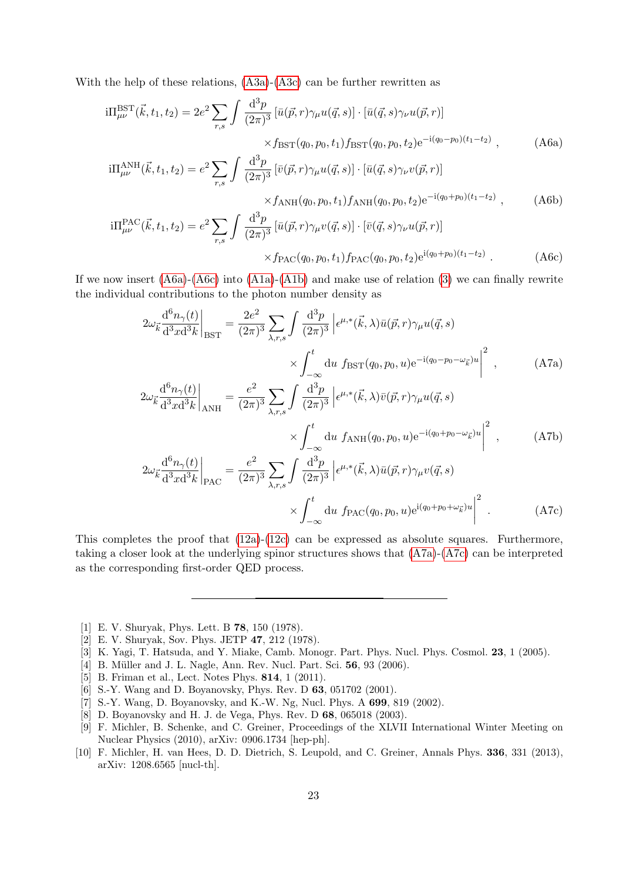With the help of these relations, (A3a)-(A3c) can be further rewritten as

$$
\begin{aligned}
\mathrm{i}\Pi^{\mathrm{BST}}_{\mu\nu}(\vec{k},t_1,t_2) &= 2e^2 \sum_{r,s} \int \frac{\mathrm{d}^3 p}{(2\pi)^3} \left[\bar{u}(\vec{p},r)\gamma_\mu u(\vec{q},s)\right] \cdot \left[\bar{u}(\vec{q},s)\gamma_\nu u(\vec{p},r)\right] \\
&\qquad \times f_{\mathrm{BST}}(q_0,p_0,t_1) f_{\mathrm{BST}}(q_0,p_0,t_2) \mathrm{e}^{-\mathrm{i}(q_0-p_0)(t_1-t_2)} \,, \qquad \text{(A6a)} \\
\mathrm{i}\Pi^{\mathrm{ANH}}_{\mu\nu}(\vec{k},t_1,t_2) &= e^2 \sum_{r,s} \int \frac{\mathrm{d}^3 p}{(2\pi)^3} \left[\bar{v}(\vec{p},r)\gamma_\mu u(\vec{q},s)\right] \cdot \left[\bar{u}(\vec{q},s)\gamma_\nu v(\vec{p},r)\right] \\
&\qquad \times f_{\mathrm{ANH}}(q_0,p_0,t_1) f_{\mathrm{ANH}}(q_0,p_0,t_2) \mathrm{e}^{-\mathrm{i}(q_0+p_0)(t_1-t_2)} \,, \qquad \text{(A6b)} \\
\mathrm{i}\Pi^{\mathrm{PAC}}_{\mu\nu}(\vec{k},t_1,t_2) &= e^2 \sum_{r,s} \int \frac{\mathrm{d}^3 p}{(2\pi)^3} \left[\bar{u}(\vec{p},r)\gamma_\mu v(\vec{q},s)\right] \cdot \left[\bar{v}(\vec{q},s)\gamma_\nu u(\vec{p},r)\right] \\
&\qquad \times f_{\mathrm{PAC}}(q_0,p_0,t_1) f_{\mathrm{PAC}}(q_0,p_0,t_2) \mathrm{e}^{\mathrm{i}(q_0+p_0)(t_1-t_2)} \,. \qquad \text{(A6c)}
\end{aligned}
$$

If we now insert (A6a)-(A6c) into (A1a)-(A1b) and make use of relation (3) we can finally rewrite the individual contributions to the photon number density as

$$
\begin{aligned}
2\omega_{\vec{k}} \left.\frac{\mathrm{d}^6 n_\gamma(t)}{\mathrm{d}^3x \mathrm{d}^3k}\right|_{\mathrm{BST}} &= \frac{2e^2}{(2\pi)^3} \sum_{\lambda,r,s} \int \frac{\mathrm{d}^3 p}{(2\pi)^3} \left| \epsilon^{\mu,*}(\vec{k},\lambda)\bar{u}(\vec{p},r)\gamma_\mu u(\vec{q},s) \right. \\
&\qquad \left. \times \int_{-\infty}^{t} \mathrm{d}u \; f_{\mathrm{BST}}(q_0,p_0,u) \mathrm{e}^{-\mathrm{i}(q_0-p_0-\omega_{\vec{k}})u} \right|^2 \,, \qquad \text{(A7a)} \\
2\omega_{\vec{k}} \left.\frac{\mathrm{d}^6 n_\gamma(t)}{\mathrm{d}^3x \mathrm{d}^3k}\right|_{\mathrm{ANH}} &= \frac{e^2}{(2\pi)^3} \sum_{\lambda,r,s} \int \frac{\mathrm{d}^3 p}{(2\pi)^3} \left| \epsilon^{\mu,*}(\vec{k},\lambda)\bar{v}(\vec{p},r)\gamma_\mu u(\vec{q},s) \right. \\
&\qquad \left. \times \int_{-\infty}^{t} \mathrm{d}u \; f_{\mathrm{ANH}}(q_0,p_0,u) \mathrm{e}^{-\mathrm{i}(q_0+p_0-\omega_{\vec{k}})u} \right|^2 \,, \qquad \text{(A7b)} \\
2\omega_{\vec{k}} \left.\frac{\mathrm{d}^6 n_\gamma(t)}{\mathrm{d}^3x \mathrm{d}^3k}\right|_{\mathrm{PAC}} &= \frac{e^2}{(2\pi)^3} \sum_{\lambda,r,s} \int \frac{\mathrm{d}^3 p}{(2\pi)^3} \left| \epsilon^{\mu,*}(\vec{k},\lambda)\bar{u}(\vec{p},r)\gamma_\mu v(\vec{q},s) \right. \\
&\qquad \left. \times \int_{-\infty}^{t} \mathrm{d}u \; f_{\mathrm{PAC}}(q_0,p_0,u) \mathrm{e}^{\mathrm{i}(q_0+p_0+\omega_{\vec{k}})u} \right|^2 \,. \qquad \text{(A7c)}
\end{aligned}
$$

This completes the proof that (12a)-(12c) can be expressed as absolute squares. Furthermore, taking a closer look at the underlying spinor structures shows that (A7a)-(A7c) can be interpreted as the corresponding first-order QED process.

---

[1] E. V. Shuryak, Phys. Lett. B **78**, 150 (1978).
[2] E. V. Shuryak, Sov. Phys. JETP **47**, 212 (1978).
[3] K. Yagi, T. Hatsuda, and Y. Miake, Camb. Monogr. Part. Phys. Nucl. Phys. Cosmol. **23**, 1 (2005).
[4] B. Müller and J. L. Nagle, Ann. Rev. Nucl. Part. Sci. **56**, 93 (2006).
[5] B. Friman et al., Lect. Notes Phys. **814**, 1 (2011).
[6] S.-Y. Wang and D. Boyanovsky, Phys. Rev. D **63**, 051702 (2001).
[7] S.-Y. Wang, D. Boyanovsky, and K.-W. Ng, Nucl. Phys. A **699**, 819 (2002).
[8] D. Boyanovsky and H. J. de Vega, Phys. Rev. D **68**, 065018 (2003).
[9] F. Michler, B. Schenke, and C. Greiner, Proceedings of the XLVII International Winter Meeting on Nuclear Physics (2010), arXiv: 0906.1734 [hep-ph].
[10] F. Michler, H. van Hees, D. D. Dietrich, S. Leupold, and C. Greiner, Annals Phys. **336**, 331 (2013), arXiv: 1208.6565 [nucl-th].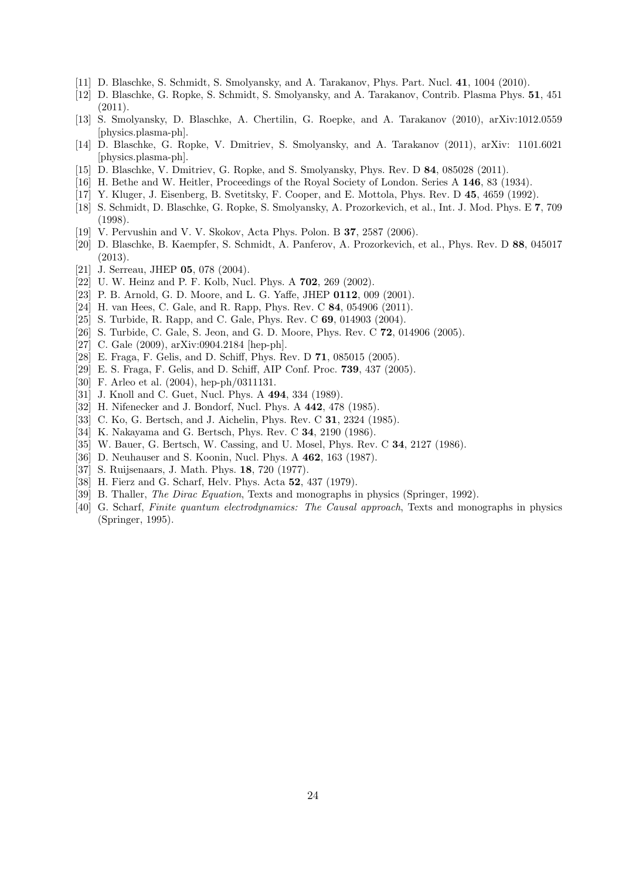[11] D. Blaschke, S. Schmidt, S. Smolyansky, and A. Tarakanov, Phys. Part. Nucl. **41**, 1004 (2010).

[12] D. Blaschke, G. Ropke, S. Schmidt, S. Smolyansky, and A. Tarakanov, Contrib. Plasma Phys. **51**, 451 (2011).

[13] S. Smolyansky, D. Blaschke, A. Chertilin, G. Roepke, and A. Tarakanov (2010), arXiv:1012.0559 [physics.plasma-ph].

[14] D. Blaschke, G. Ropke, V. Dmitriev, S. Smolyansky, and A. Tarakanov (2011), arXiv: 1101.6021 [physics.plasma-ph].

[15] D. Blaschke, V. Dmitriev, G. Ropke, and S. Smolyansky, Phys. Rev. D **84**, 085028 (2011).

[16] H. Bethe and W. Heitler, Proceedings of the Royal Society of London. Series A **146**, 83 (1934).

[17] Y. Kluger, J. Eisenberg, B. Svetitsky, F. Cooper, and E. Mottola, Phys. Rev. D **45**, 4659 (1992).

[18] S. Schmidt, D. Blaschke, G. Ropke, S. Smolyansky, A. Prozorkevich, et al., Int. J. Mod. Phys. E **7**, 709 (1998).

[19] V. Pervushin and V. V. Skokov, Acta Phys. Polon. B **37**, 2587 (2006).

[20] D. Blaschke, B. Kaempfer, S. Schmidt, A. Panferov, A. Prozorkevich, et al., Phys. Rev. D **88**, 045017 (2013).

[21] J. Serreau, JHEP **05**, 078 (2004).

[22] U. W. Heinz and P. F. Kolb, Nucl. Phys. A **702**, 269 (2002).

[23] P. B. Arnold, G. D. Moore, and L. G. Yaffe, JHEP **0112**, 009 (2001).

[24] H. van Hees, C. Gale, and R. Rapp, Phys. Rev. C **84**, 054906 (2011).

[25] S. Turbide, R. Rapp, and C. Gale, Phys. Rev. C **69**, 014903 (2004).

[26] S. Turbide, C. Gale, S. Jeon, and G. D. Moore, Phys. Rev. C **72**, 014906 (2005).

[27] C. Gale (2009), arXiv:0904.2184 [hep-ph].

[28] E. Fraga, F. Gelis, and D. Schiff, Phys. Rev. D **71**, 085015 (2005).

[29] E. S. Fraga, F. Gelis, and D. Schiff, AIP Conf. Proc. **739**, 437 (2005).

[30] F. Arleo et al. (2004), hep-ph/0311131.

[31] J. Knoll and C. Guet, Nucl. Phys. A **494**, 334 (1989).

[32] H. Nifenecker and J. Bondorf, Nucl. Phys. A **442**, 478 (1985).

[33] C. Ko, G. Bertsch, and J. Aichelin, Phys. Rev. C **31**, 2324 (1985).

[34] K. Nakayama and G. Bertsch, Phys. Rev. C **34**, 2190 (1986).

[35] W. Bauer, G. Bertsch, W. Cassing, and U. Mosel, Phys. Rev. C **34**, 2127 (1986).

[36] D. Neuhauser and S. Koonin, Nucl. Phys. A **462**, 163 (1987).

[37] S. Ruijsenaars, J. Math. Phys. **18**, 720 (1977).

[38] H. Fierz and G. Scharf, Helv. Phys. Acta **52**, 437 (1979).

[39] B. Thaller, *The Dirac Equation*, Texts and monographs in physics (Springer, 1992).

[40] G. Scharf, *Finite quantum electrodynamics: The Causal approach*, Texts and monographs in physics (Springer, 1995).